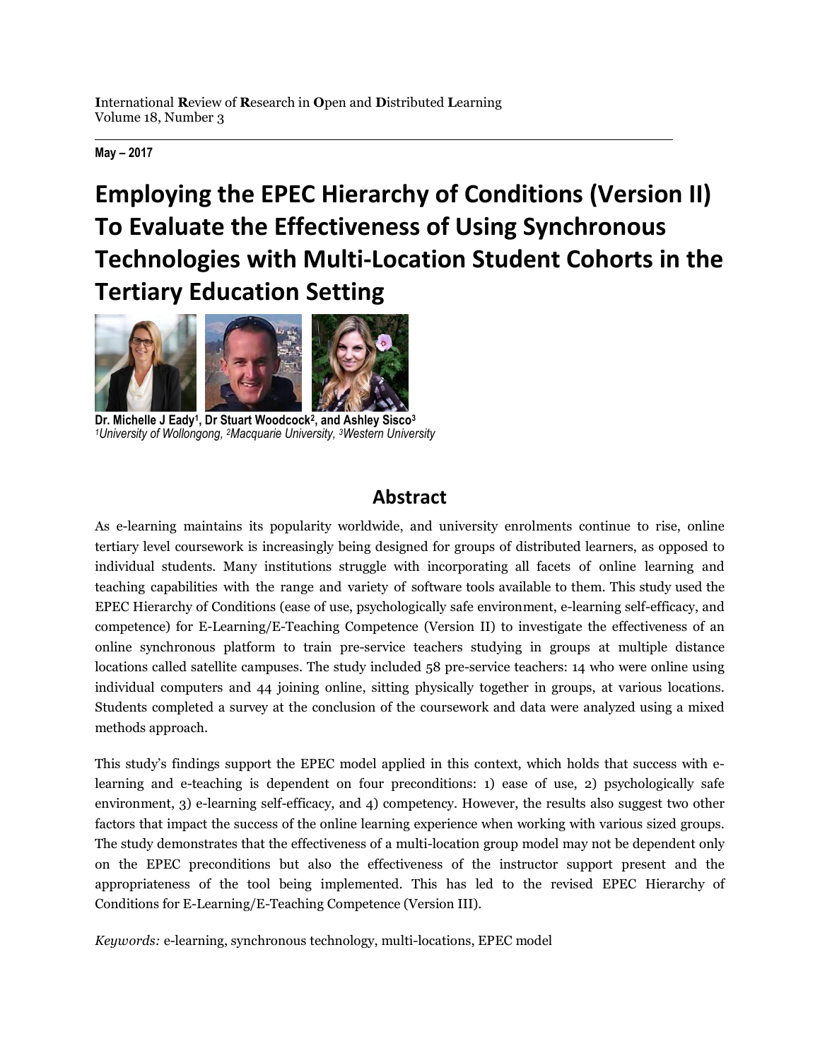International Review of Research in Open and Distributed Learning
Volume 18, Number 3

**May – 2017**

# Employing the EPEC Hierarchy of Conditions (Version II) To Evaluate the Effectiveness of Using Synchronous Technologies with Multi-Location Student Cohorts in the Tertiary Education Setting

**Dr. Michelle J Eady[1], Dr Stuart Woodcock[2], and Ashley Sisco[3]**
*[1]University of Wollongong, [2]Macquarie University, [3]Western University*

## Abstract

As e-learning maintains its popularity worldwide, and university enrolments continue to rise, online tertiary level coursework is increasingly being designed for groups of distributed learners, as opposed to individual students. Many institutions struggle with incorporating all facets of online learning and teaching capabilities with the range and variety of software tools available to them. This study used the EPEC Hierarchy of Conditions (ease of use, psychologically safe environment, e-learning self-efficacy, and competence) for E-Learning/E-Teaching Competence (Version II) to investigate the effectiveness of an online synchronous platform to train pre-service teachers studying in groups at multiple distance locations called satellite campuses. The study included 58 pre-service teachers: 14 who were online using individual computers and 44 joining online, sitting physically together in groups, at various locations. Students completed a survey at the conclusion of the coursework and data were analyzed using a mixed methods approach.

This study's findings support the EPEC model applied in this context, which holds that success with e-learning and e-teaching is dependent on four preconditions: 1) ease of use, 2) psychologically safe environment, 3) e-learning self-efficacy, and 4) competency. However, the results also suggest two other factors that impact the success of the online learning experience when working with various sized groups. The study demonstrates that the effectiveness of a multi-location group model may not be dependent only on the EPEC preconditions but also the effectiveness of the instructor support present and the appropriateness of the tool being implemented. This has led to the revised EPEC Hierarchy of Conditions for E-Learning/E-Teaching Competence (Version III).

*Keywords:* e-learning, synchronous technology, multi-locations, EPEC model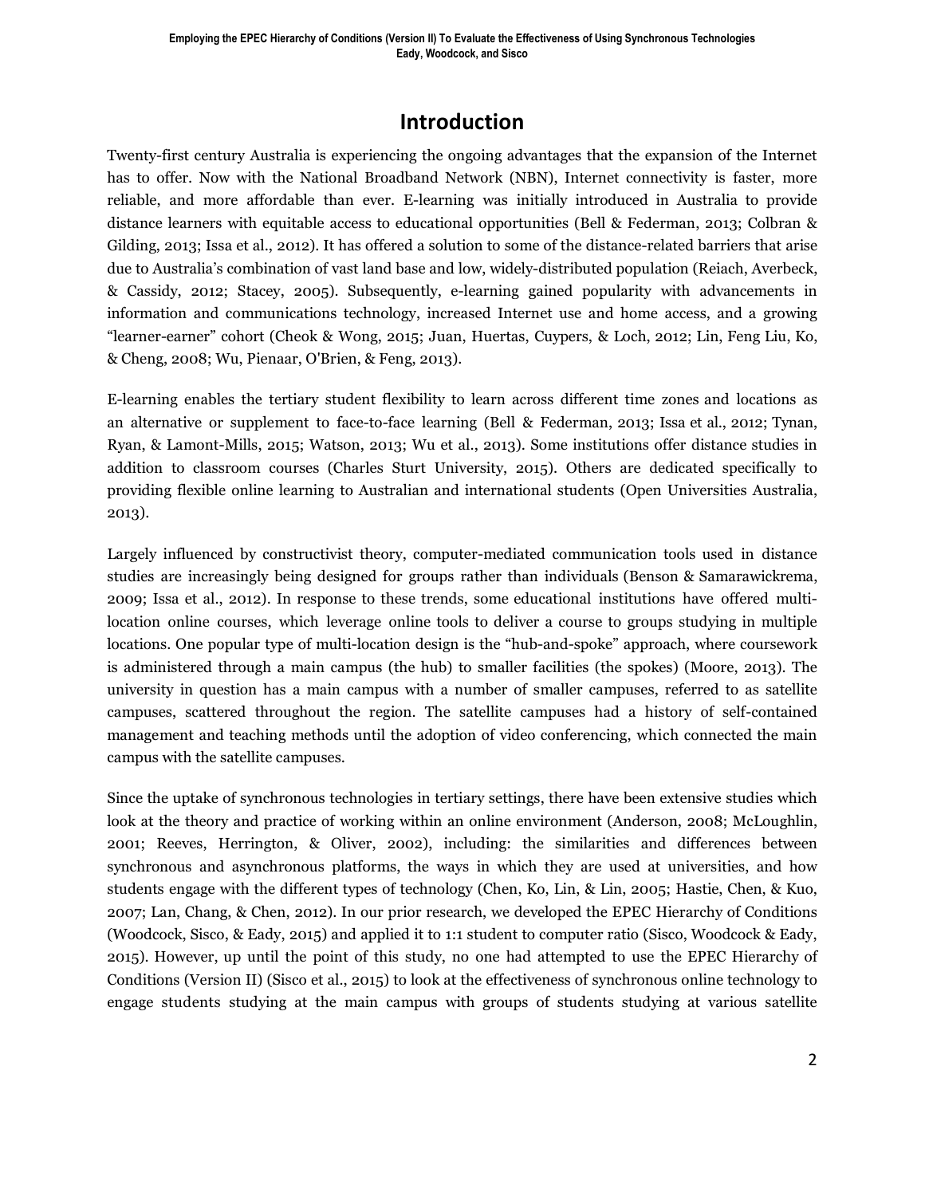## Introduction

Twenty-first century Australia is experiencing the ongoing advantages that the expansion of the Internet has to offer. Now with the National Broadband Network (NBN), Internet connectivity is faster, more reliable, and more affordable than ever. E-learning was initially introduced in Australia to provide distance learners with equitable access to educational opportunities (Bell & Federman, 2013; Colbran & Gilding, 2013; Issa et al., 2012). It has offered a solution to some of the distance-related barriers that arise due to Australia's combination of vast land base and low, widely-distributed population (Reiach, Averbeck, & Cassidy, 2012; Stacey, 2005). Subsequently, e-learning gained popularity with advancements in information and communications technology, increased Internet use and home access, and a growing "learner-earner" cohort (Cheok & Wong, 2015; Juan, Huertas, Cuypers, & Loch, 2012; Lin, Feng Liu, Ko, & Cheng, 2008; Wu, Pienaar, O'Brien, & Feng, 2013).

E-learning enables the tertiary student flexibility to learn across different time zones and locations as an alternative or supplement to face-to-face learning (Bell & Federman, 2013; Issa et al., 2012; Tynan, Ryan, & Lamont-Mills, 2015; Watson, 2013; Wu et al., 2013). Some institutions offer distance studies in addition to classroom courses (Charles Sturt University, 2015). Others are dedicated specifically to providing flexible online learning to Australian and international students (Open Universities Australia, 2013).

Largely influenced by constructivist theory, computer-mediated communication tools used in distance studies are increasingly being designed for groups rather than individuals (Benson & Samarawickrema, 2009; Issa et al., 2012). In response to these trends, some educational institutions have offered multi-location online courses, which leverage online tools to deliver a course to groups studying in multiple locations. One popular type of multi-location design is the "hub-and-spoke" approach, where coursework is administered through a main campus (the hub) to smaller facilities (the spokes) (Moore, 2013). The university in question has a main campus with a number of smaller campuses, referred to as satellite campuses, scattered throughout the region. The satellite campuses had a history of self-contained management and teaching methods until the adoption of video conferencing, which connected the main campus with the satellite campuses.

Since the uptake of synchronous technologies in tertiary settings, there have been extensive studies which look at the theory and practice of working within an online environment (Anderson, 2008; McLoughlin, 2001; Reeves, Herrington, & Oliver, 2002), including: the similarities and differences between synchronous and asynchronous platforms, the ways in which they are used at universities, and how students engage with the different types of technology (Chen, Ko, Lin, & Lin, 2005; Hastie, Chen, & Kuo, 2007; Lan, Chang, & Chen, 2012). In our prior research, we developed the EPEC Hierarchy of Conditions (Woodcock, Sisco, & Eady, 2015) and applied it to 1:1 student to computer ratio (Sisco, Woodcock & Eady, 2015). However, up until the point of this study, no one had attempted to use the EPEC Hierarchy of Conditions (Version II) (Sisco et al., 2015) to look at the effectiveness of synchronous online technology to engage students studying at the main campus with groups of students studying at various satellite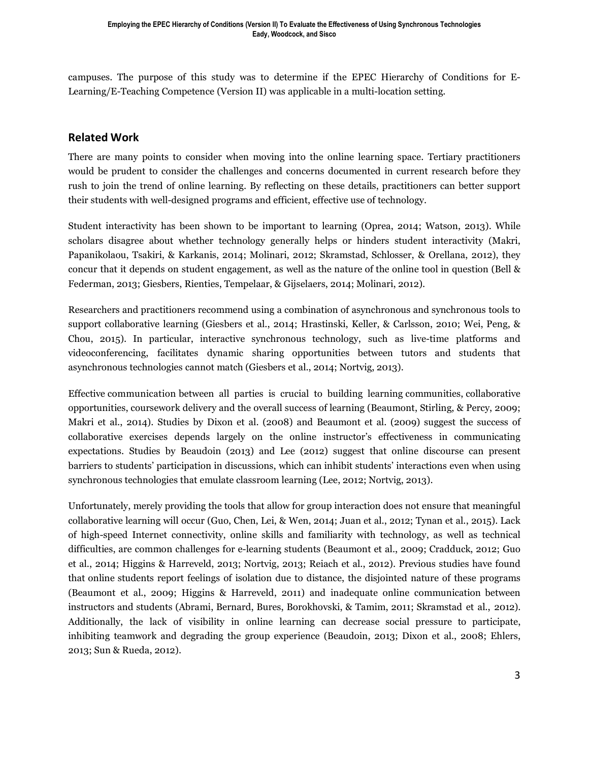campuses. The purpose of this study was to determine if the EPEC Hierarchy of Conditions for E-Learning/E-Teaching Competence (Version II) was applicable in a multi-location setting.

## Related Work

There are many points to consider when moving into the online learning space. Tertiary practitioners would be prudent to consider the challenges and concerns documented in current research before they rush to join the trend of online learning. By reflecting on these details, practitioners can better support their students with well-designed programs and efficient, effective use of technology.

Student interactivity has been shown to be important to learning (Oprea, 2014; Watson, 2013). While scholars disagree about whether technology generally helps or hinders student interactivity (Makri, Papanikolaou, Tsakiri, & Karkanis, 2014; Molinari, 2012; Skramstad, Schlosser, & Orellana, 2012), they concur that it depends on student engagement, as well as the nature of the online tool in question (Bell & Federman, 2013; Giesbers, Rienties, Tempelaar, & Gijselaers, 2014; Molinari, 2012).

Researchers and practitioners recommend using a combination of asynchronous and synchronous tools to support collaborative learning (Giesbers et al., 2014; Hrastinski, Keller, & Carlsson, 2010; Wei, Peng, & Chou, 2015). In particular, interactive synchronous technology, such as live-time platforms and videoconferencing, facilitates dynamic sharing opportunities between tutors and students that asynchronous technologies cannot match (Giesbers et al., 2014; Nortvig, 2013).

Effective communication between all parties is crucial to building learning communities, collaborative opportunities, coursework delivery and the overall success of learning (Beaumont, Stirling, & Percy, 2009; Makri et al., 2014). Studies by Dixon et al. (2008) and Beaumont et al. (2009) suggest the success of collaborative exercises depends largely on the online instructor's effectiveness in communicating expectations. Studies by Beaudoin (2013) and Lee (2012) suggest that online discourse can present barriers to students' participation in discussions, which can inhibit students' interactions even when using synchronous technologies that emulate classroom learning (Lee, 2012; Nortvig, 2013).

Unfortunately, merely providing the tools that allow for group interaction does not ensure that meaningful collaborative learning will occur (Guo, Chen, Lei, & Wen, 2014; Juan et al., 2012; Tynan et al., 2015). Lack of high-speed Internet connectivity, online skills and familiarity with technology, as well as technical difficulties, are common challenges for e-learning students (Beaumont et al., 2009; Cradduck, 2012; Guo et al., 2014; Higgins & Harreveld, 2013; Nortvig, 2013; Reiach et al., 2012). Previous studies have found that online students report feelings of isolation due to distance, the disjointed nature of these programs (Beaumont et al., 2009; Higgins & Harreveld, 2011) and inadequate online communication between instructors and students (Abrami, Bernard, Bures, Borokhovski, & Tamim, 2011; Skramstad et al., 2012). Additionally, the lack of visibility in online learning can decrease social pressure to participate, inhibiting teamwork and degrading the group experience (Beaudoin, 2013; Dixon et al., 2008; Ehlers, 2013; Sun & Rueda, 2012).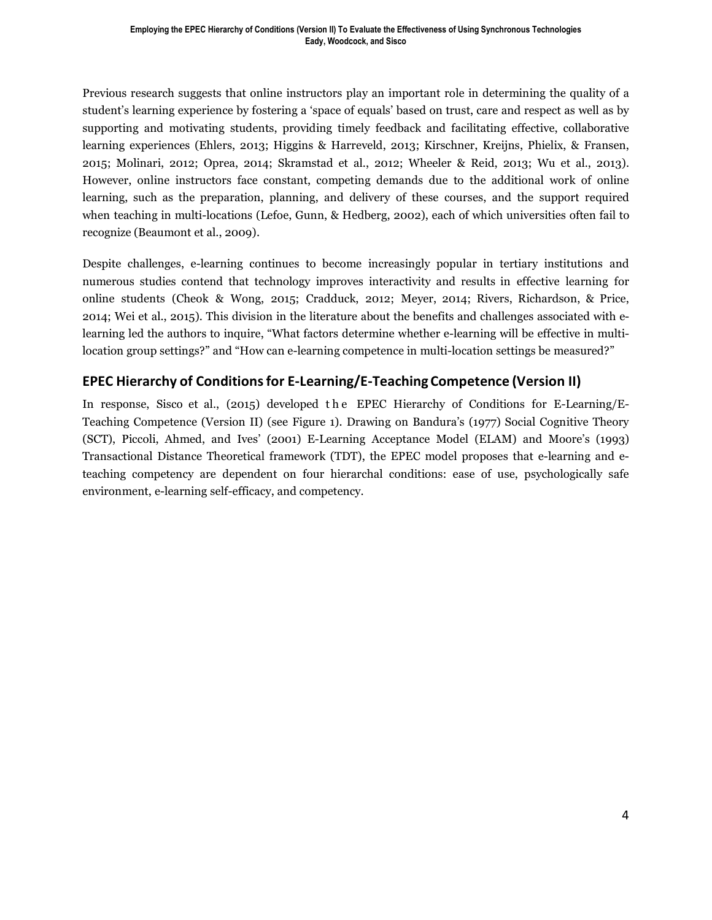Previous research suggests that online instructors play an important role in determining the quality of a student's learning experience by fostering a 'space of equals' based on trust, care and respect as well as by supporting and motivating students, providing timely feedback and facilitating effective, collaborative learning experiences (Ehlers, 2013; Higgins & Harreveld, 2013; Kirschner, Kreijns, Phielix, & Fransen, 2015; Molinari, 2012; Oprea, 2014; Skramstad et al., 2012; Wheeler & Reid, 2013; Wu et al., 2013). However, online instructors face constant, competing demands due to the additional work of online learning, such as the preparation, planning, and delivery of these courses, and the support required when teaching in multi-locations (Lefoe, Gunn, & Hedberg, 2002), each of which universities often fail to recognize (Beaumont et al., 2009).

Despite challenges, e-learning continues to become increasingly popular in tertiary institutions and numerous studies contend that technology improves interactivity and results in effective learning for online students (Cheok & Wong, 2015; Cradduck, 2012; Meyer, 2014; Rivers, Richardson, & Price, 2014; Wei et al., 2015). This division in the literature about the benefits and challenges associated with e-learning led the authors to inquire, "What factors determine whether e-learning will be effective in multi-location group settings?" and "How can e-learning competence in multi-location settings be measured?"

## EPEC Hierarchy of Conditions for E-Learning/E-Teaching Competence (Version II)

In response, Sisco et al., (2015) developed the EPEC Hierarchy of Conditions for E-Learning/E-Teaching Competence (Version II) (see Figure 1). Drawing on Bandura's (1977) Social Cognitive Theory (SCT), Piccoli, Ahmed, and Ives' (2001) E-Learning Acceptance Model (ELAM) and Moore's (1993) Transactional Distance Theoretical framework (TDT), the EPEC model proposes that e-learning and e-teaching competency are dependent on four hierarchal conditions: ease of use, psychologically safe environment, e-learning self-efficacy, and competency.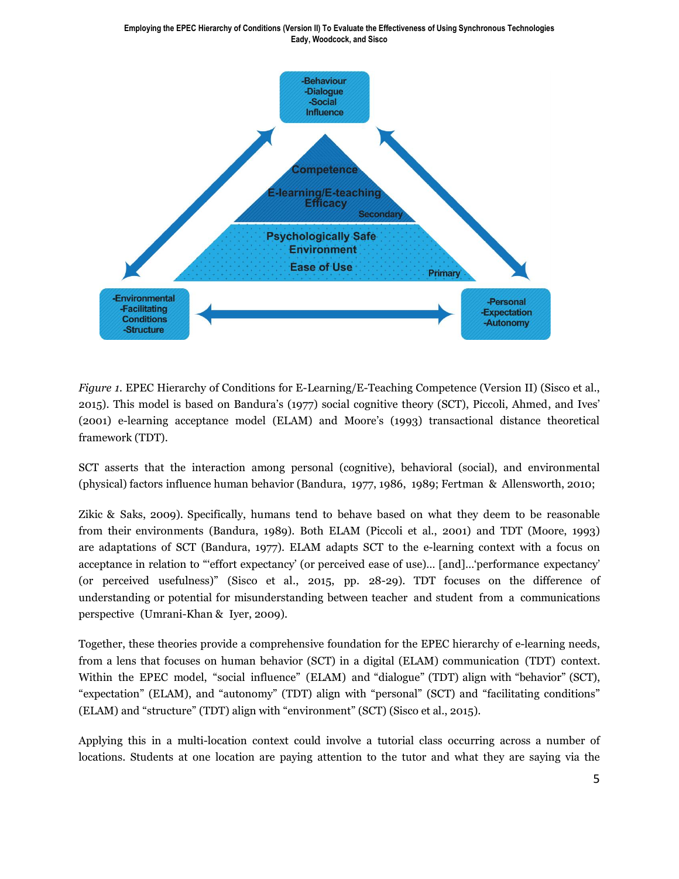*Figure 1.* EPEC Hierarchy of Conditions for E-Learning/E-Teaching Competence (Version II) (Sisco et al., 2015). This model is based on Bandura's (1977) social cognitive theory (SCT), Piccoli, Ahmed, and Ives' (2001) e-learning acceptance model (ELAM) and Moore's (1993) transactional distance theoretical framework (TDT).

SCT asserts that the interaction among personal (cognitive), behavioral (social), and environmental (physical) factors influence human behavior (Bandura, 1977, 1986, 1989; Fertman & Allensworth, 2010;

Zikic & Saks, 2009). Specifically, humans tend to behave based on what they deem to be reasonable from their environments (Bandura, 1989). Both ELAM (Piccoli et al., 2001) and TDT (Moore, 1993) are adaptations of SCT (Bandura, 1977). ELAM adapts SCT to the e-learning context with a focus on acceptance in relation to "'effort expectancy' (or perceived ease of use)... [and]...'performance expectancy' (or perceived usefulness)" (Sisco et al., 2015, pp. 28-29). TDT focuses on the difference of understanding or potential for misunderstanding between teacher and student from a communications perspective (Umrani-Khan & Iyer, 2009).

Together, these theories provide a comprehensive foundation for the EPEC hierarchy of e-learning needs, from a lens that focuses on human behavior (SCT) in a digital (ELAM) communication (TDT) context. Within the EPEC model, "social influence" (ELAM) and "dialogue" (TDT) align with "behavior" (SCT), "expectation" (ELAM), and "autonomy" (TDT) align with "personal" (SCT) and "facilitating conditions" (ELAM) and "structure" (TDT) align with "environment" (SCT) (Sisco et al., 2015).

Applying this in a multi-location context could involve a tutorial class occurring across a number of locations. Students at one location are paying attention to the tutor and what they are saying via the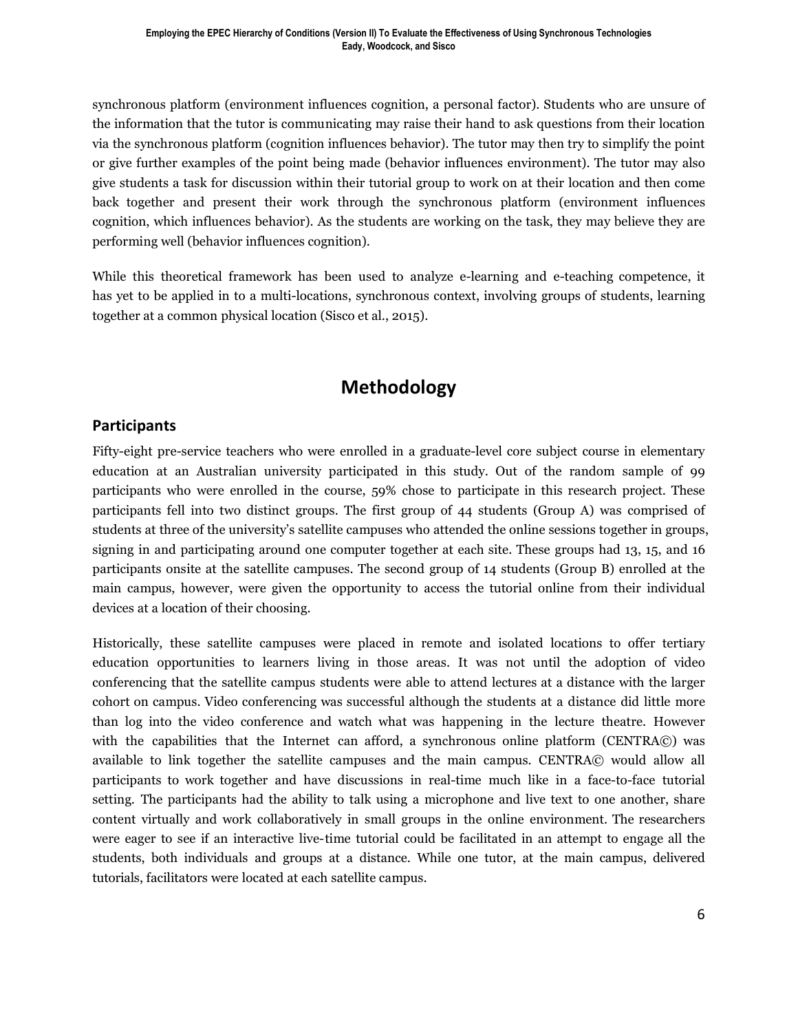synchronous platform (environment influences cognition, a personal factor). Students who are unsure of the information that the tutor is communicating may raise their hand to ask questions from their location via the synchronous platform (cognition influences behavior). The tutor may then try to simplify the point or give further examples of the point being made (behavior influences environment). The tutor may also give students a task for discussion within their tutorial group to work on at their location and then come back together and present their work through the synchronous platform (environment influences cognition, which influences behavior). As the students are working on the task, they may believe they are performing well (behavior influences cognition).

While this theoretical framework has been used to analyze e-learning and e-teaching competence, it has yet to be applied in to a multi-locations, synchronous context, involving groups of students, learning together at a common physical location (Sisco et al., 2015).

# Methodology

## Participants

Fifty-eight pre-service teachers who were enrolled in a graduate-level core subject course in elementary education at an Australian university participated in this study. Out of the random sample of 99 participants who were enrolled in the course, 59% chose to participate in this research project. These participants fell into two distinct groups. The first group of 44 students (Group A) was comprised of students at three of the university's satellite campuses who attended the online sessions together in groups, signing in and participating around one computer together at each site. These groups had 13, 15, and 16 participants onsite at the satellite campuses. The second group of 14 students (Group B) enrolled at the main campus, however, were given the opportunity to access the tutorial online from their individual devices at a location of their choosing.

Historically, these satellite campuses were placed in remote and isolated locations to offer tertiary education opportunities to learners living in those areas. It was not until the adoption of video conferencing that the satellite campus students were able to attend lectures at a distance with the larger cohort on campus. Video conferencing was successful although the students at a distance did little more than log into the video conference and watch what was happening in the lecture theatre. However with the capabilities that the Internet can afford, a synchronous online platform (CENTRA©) was available to link together the satellite campuses and the main campus. CENTRA© would allow all participants to work together and have discussions in real-time much like in a face-to-face tutorial setting. The participants had the ability to talk using a microphone and live text to one another, share content virtually and work collaboratively in small groups in the online environment. The researchers were eager to see if an interactive live-time tutorial could be facilitated in an attempt to engage all the students, both individuals and groups at a distance. While one tutor, at the main campus, delivered tutorials, facilitators were located at each satellite campus.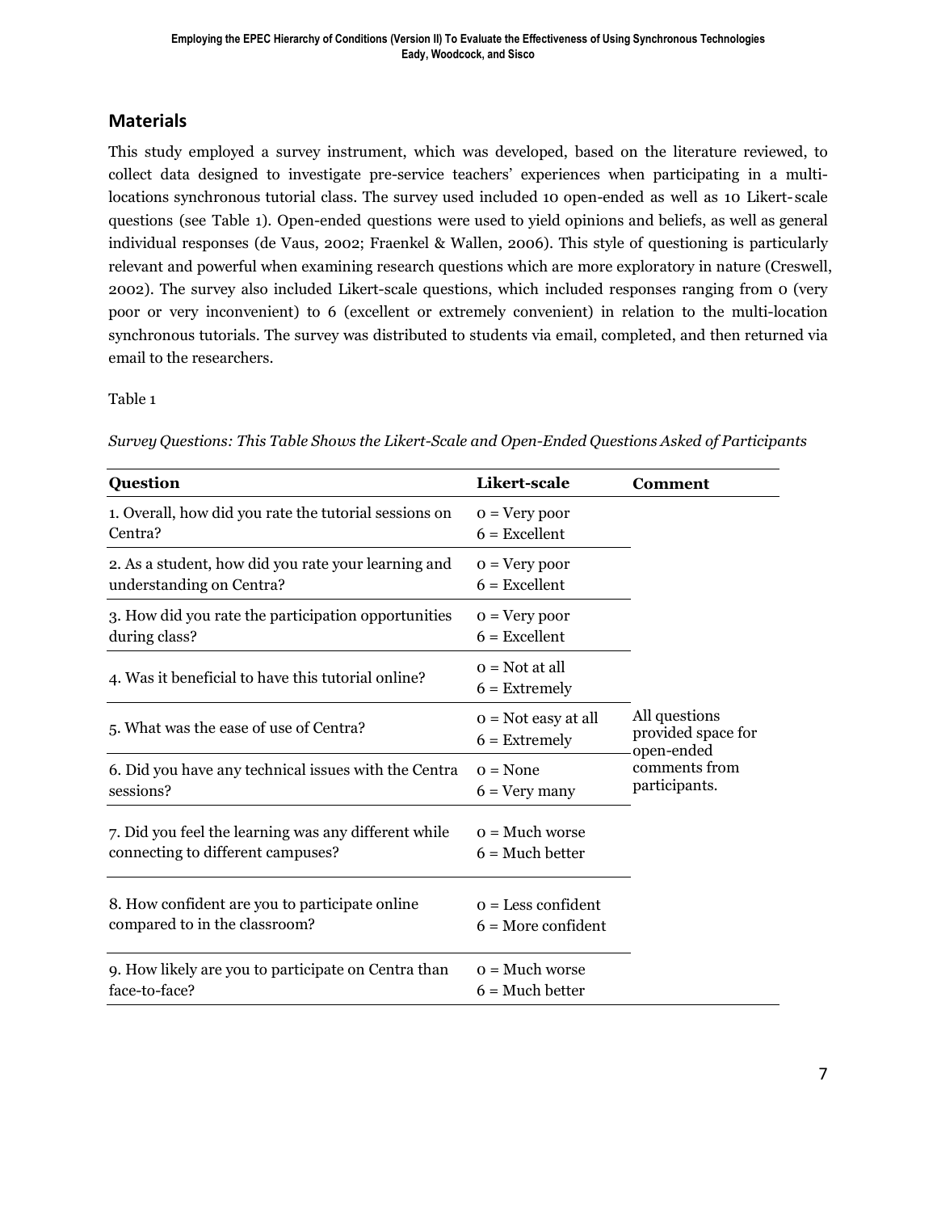## Materials

This study employed a survey instrument, which was developed, based on the literature reviewed, to collect data designed to investigate pre-service teachers' experiences when participating in a multi-locations synchronous tutorial class. The survey used included 10 open-ended as well as 10 Likert-scale questions (see Table 1). Open-ended questions were used to yield opinions and beliefs, as well as general individual responses (de Vaus, 2002; Fraenkel & Wallen, 2006). This style of questioning is particularly relevant and powerful when examining research questions which are more exploratory in nature (Creswell, 2002). The survey also included Likert-scale questions, which included responses ranging from 0 (very poor or very inconvenient) to 6 (excellent or extremely convenient) in relation to the multi-location synchronous tutorials. The survey was distributed to students via email, completed, and then returned via email to the researchers.

Table 1

*Survey Questions: This Table Shows the Likert-Scale and Open-Ended Questions Asked of Participants*

| Question | Likert-scale | Comment |
|---|---|---|
| 1. Overall, how did you rate the tutorial sessions on Centra? | 0 = Very poor<br>6 = Excellent | All questions provided space for open-ended comments from participants. |
| 2. As a student, how did you rate your learning and understanding on Centra? | 0 = Very poor<br>6 = Excellent | |
| 3. How did you rate the participation opportunities during class? | 0 = Very poor<br>6 = Excellent | |
| 4. Was it beneficial to have this tutorial online? | 0 = Not at all<br>6 = Extremely | |
| 5. What was the ease of use of Centra? | 0 = Not easy at all<br>6 = Extremely | |
| 6. Did you have any technical issues with the Centra sessions? | 0 = None<br>6 = Very many | |
| 7. Did you feel the learning was any different while connecting to different campuses? | 0 = Much worse<br>6 = Much better | |
| 8. How confident are you to participate online compared to in the classroom? | 0 = Less confident<br>6 = More confident | |
| 9. How likely are you to participate on Centra than face-to-face? | 0 = Much worse<br>6 = Much better | |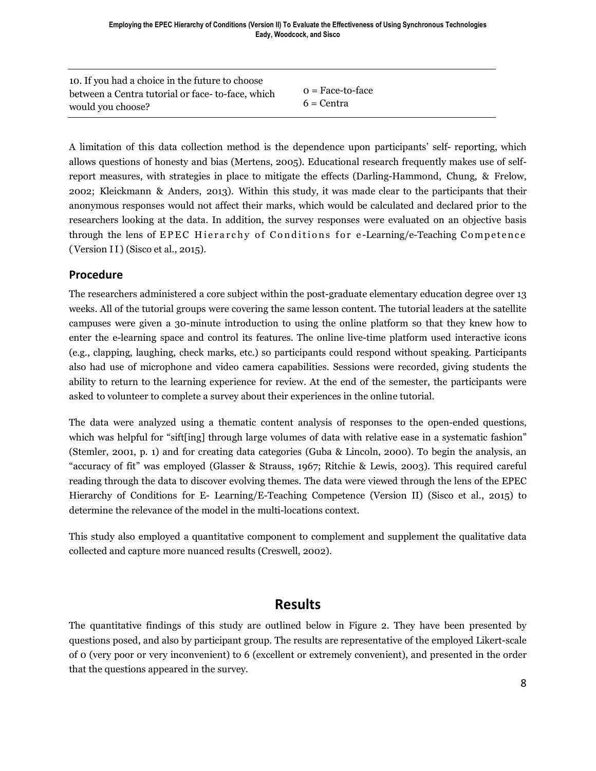| | |
|---|---|
| 10. If you had a choice in the future to choose between a Centra tutorial or face- to-face, which would you choose? | 0 = Face-to-face<br>6 = Centra |

A limitation of this data collection method is the dependence upon participants' self- reporting, which allows questions of honesty and bias (Mertens, 2005). Educational research frequently makes use of self-report measures, with strategies in place to mitigate the effects (Darling-Hammond, Chung, & Frelow, 2002; Kleickmann & Anders, 2013). Within this study, it was made clear to the participants that their anonymous responses would not affect their marks, which would be calculated and declared prior to the researchers looking at the data. In addition, the survey responses were evaluated on an objective basis through the lens of EPEC Hierarchy of Conditions for e-Learning/e-Teaching Competence (Version II) (Sisco et al., 2015).

## Procedure

The researchers administered a core subject within the post-graduate elementary education degree over 13 weeks. All of the tutorial groups were covering the same lesson content. The tutorial leaders at the satellite campuses were given a 30-minute introduction to using the online platform so that they knew how to enter the e-learning space and control its features. The online live-time platform used interactive icons (e.g., clapping, laughing, check marks, etc.) so participants could respond without speaking. Participants also had use of microphone and video camera capabilities. Sessions were recorded, giving students the ability to return to the learning experience for review. At the end of the semester, the participants were asked to volunteer to complete a survey about their experiences in the online tutorial.

The data were analyzed using a thematic content analysis of responses to the open-ended questions, which was helpful for "sift[ing] through large volumes of data with relative ease in a systematic fashion" (Stemler, 2001, p. 1) and for creating data categories (Guba & Lincoln, 2000). To begin the analysis, an "accuracy of fit" was employed (Glasser & Strauss, 1967; Ritchie & Lewis, 2003). This required careful reading through the data to discover evolving themes. The data were viewed through the lens of the EPEC Hierarchy of Conditions for E- Learning/E-Teaching Competence (Version II) (Sisco et al., 2015) to determine the relevance of the model in the multi-locations context.

This study also employed a quantitative component to complement and supplement the qualitative data collected and capture more nuanced results (Creswell, 2002).

# Results

The quantitative findings of this study are outlined below in Figure 2. They have been presented by questions posed, and also by participant group. The results are representative of the employed Likert-scale of 0 (very poor or very inconvenient) to 6 (excellent or extremely convenient), and presented in the order that the questions appeared in the survey.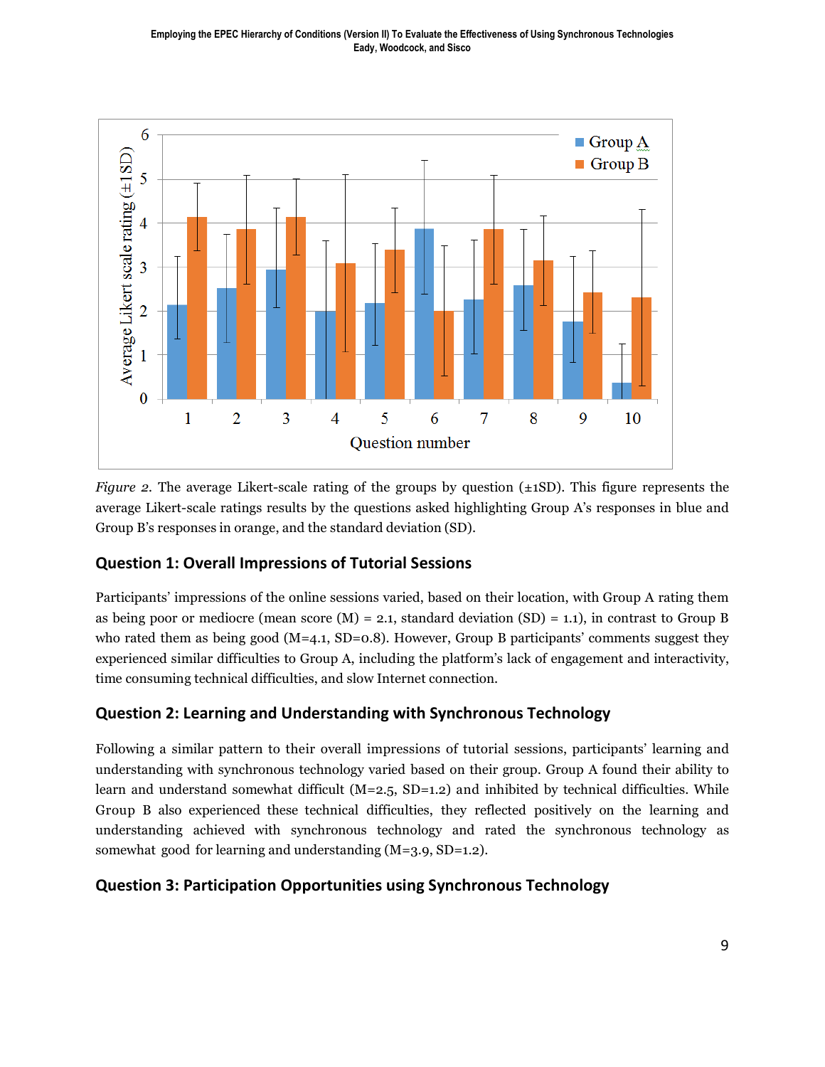*Figure 2.* The average Likert-scale rating of the groups by question (±1SD). This figure represents the average Likert-scale ratings results by the questions asked highlighting Group A's responses in blue and Group B's responses in orange, and the standard deviation (SD).

### Question 1: Overall Impressions of Tutorial Sessions

Participants' impressions of the online sessions varied, based on their location, with Group A rating them as being poor or mediocre (mean score (M) = 2.1, standard deviation (SD) = 1.1), in contrast to Group B who rated them as being good (M=4.1, SD=0.8). However, Group B participants' comments suggest they experienced similar difficulties to Group A, including the platform's lack of engagement and interactivity, time consuming technical difficulties, and slow Internet connection.

### Question 2: Learning and Understanding with Synchronous Technology

Following a similar pattern to their overall impressions of tutorial sessions, participants' learning and understanding with synchronous technology varied based on their group. Group A found their ability to learn and understand somewhat difficult (M=2.5, SD=1.2) and inhibited by technical difficulties. While Group B also experienced these technical difficulties, they reflected positively on the learning and understanding achieved with synchronous technology and rated the synchronous technology as somewhat good for learning and understanding (M=3.9, SD=1.2).

### Question 3: Participation Opportunities using Synchronous Technology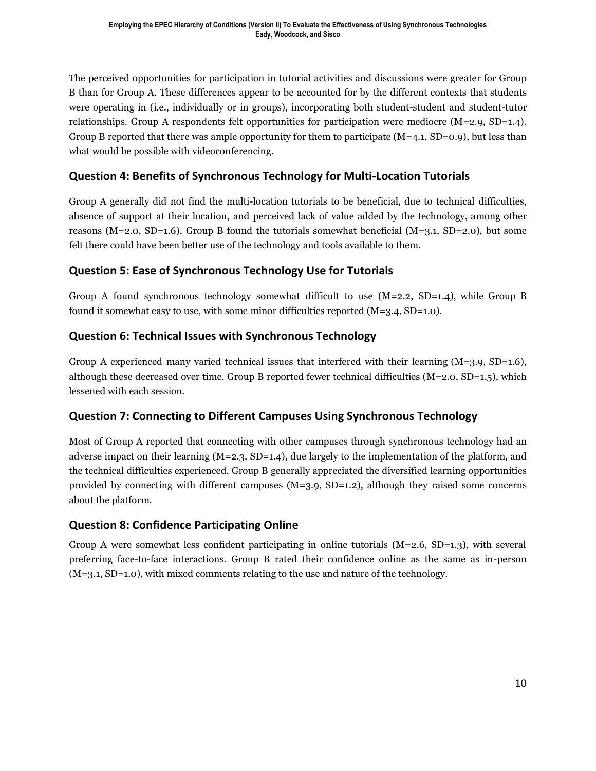The perceived opportunities for participation in tutorial activities and discussions were greater for Group B than for Group A. These differences appear to be accounted for by the different contexts that students were operating in (i.e., individually or in groups), incorporating both student-student and student-tutor relationships. Group A respondents felt opportunities for participation were mediocre (M=2.9, SD=1.4). Group B reported that there was ample opportunity for them to participate (M=4.1, SD=0.9), but less than what would be possible with videoconferencing.

## Question 4: Benefits of Synchronous Technology for Multi-Location Tutorials

Group A generally did not find the multi-location tutorials to be beneficial, due to technical difficulties, absence of support at their location, and perceived lack of value added by the technology, among other reasons (M=2.0, SD=1.6). Group B found the tutorials somewhat beneficial (M=3.1, SD=2.0), but some felt there could have been better use of the technology and tools available to them.

## Question 5: Ease of Synchronous Technology Use for Tutorials

Group A found synchronous technology somewhat difficult to use (M=2.2, SD=1.4), while Group B found it somewhat easy to use, with some minor difficulties reported (M=3.4, SD=1.0).

## Question 6: Technical Issues with Synchronous Technology

Group A experienced many varied technical issues that interfered with their learning (M=3.9, SD=1.6), although these decreased over time. Group B reported fewer technical difficulties (M=2.0, SD=1.5), which lessened with each session.

## Question 7: Connecting to Different Campuses Using Synchronous Technology

Most of Group A reported that connecting with other campuses through synchronous technology had an adverse impact on their learning (M=2.3, SD=1.4), due largely to the implementation of the platform, and the technical difficulties experienced. Group B generally appreciated the diversified learning opportunities provided by connecting with different campuses (M=3.9, SD=1.2), although they raised some concerns about the platform.

## Question 8: Confidence Participating Online

Group A were somewhat less confident participating in online tutorials (M=2.6, SD=1.3), with several preferring face-to-face interactions. Group B rated their confidence online as the same as in-person (M=3.1, SD=1.0), with mixed comments relating to the use and nature of the technology.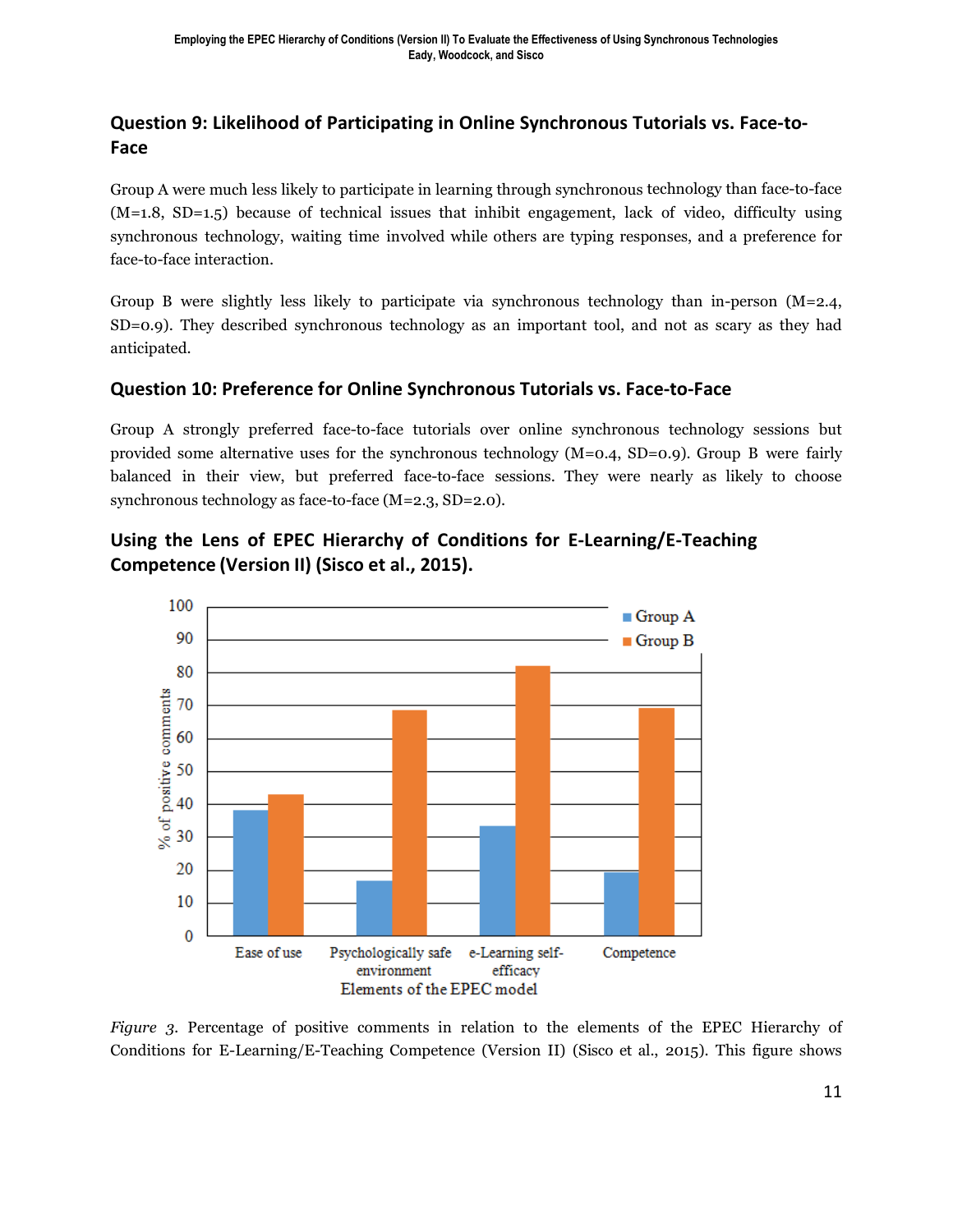### Question 9: Likelihood of Participating in Online Synchronous Tutorials vs. Face-to-Face

Group A were much less likely to participate in learning through synchronous technology than face-to-face (M=1.8, SD=1.5) because of technical issues that inhibit engagement, lack of video, difficulty using synchronous technology, waiting time involved while others are typing responses, and a preference for face-to-face interaction.

Group B were slightly less likely to participate via synchronous technology than in-person (M=2.4, SD=0.9). They described synchronous technology as an important tool, and not as scary as they had anticipated.

### Question 10: Preference for Online Synchronous Tutorials vs. Face-to-Face

Group A strongly preferred face-to-face tutorials over online synchronous technology sessions but provided some alternative uses for the synchronous technology (M=0.4, SD=0.9). Group B were fairly balanced in their view, but preferred face-to-face sessions. They were nearly as likely to choose synchronous technology as face-to-face (M=2.3, SD=2.0).

### Using the Lens of EPEC Hierarchy of Conditions for E-Learning/E-Teaching Competence (Version II) (Sisco et al., 2015).

*Figure 3.* Percentage of positive comments in relation to the elements of the EPEC Hierarchy of Conditions for E-Learning/E-Teaching Competence (Version II) (Sisco et al., 2015). This figure shows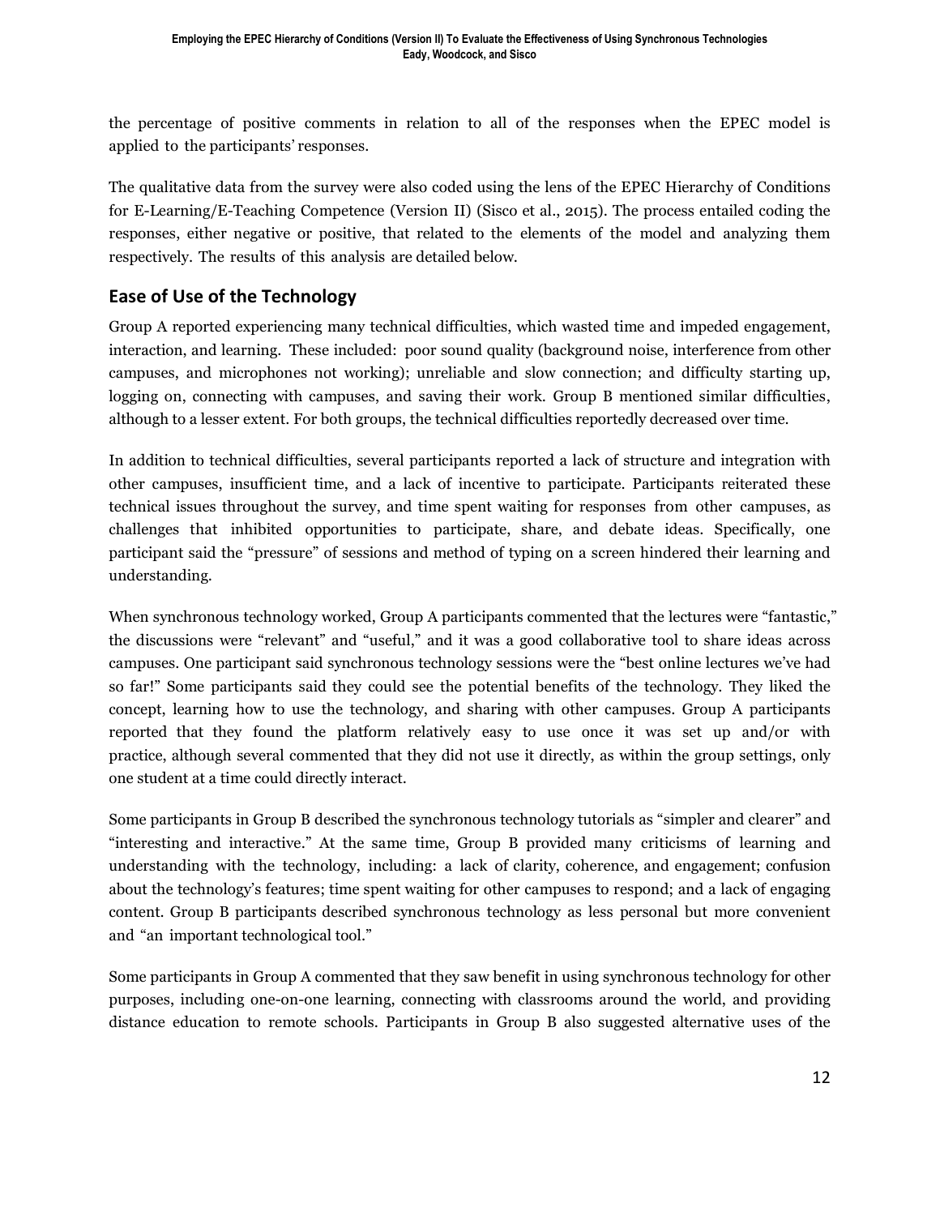the percentage of positive comments in relation to all of the responses when the EPEC model is applied to the participants' responses.

The qualitative data from the survey were also coded using the lens of the EPEC Hierarchy of Conditions for E-Learning/E-Teaching Competence (Version II) (Sisco et al., 2015). The process entailed coding the responses, either negative or positive, that related to the elements of the model and analyzing them respectively. The results of this analysis are detailed below.

## Ease of Use of the Technology

Group A reported experiencing many technical difficulties, which wasted time and impeded engagement, interaction, and learning. These included: poor sound quality (background noise, interference from other campuses, and microphones not working); unreliable and slow connection; and difficulty starting up, logging on, connecting with campuses, and saving their work. Group B mentioned similar difficulties, although to a lesser extent. For both groups, the technical difficulties reportedly decreased over time.

In addition to technical difficulties, several participants reported a lack of structure and integration with other campuses, insufficient time, and a lack of incentive to participate. Participants reiterated these technical issues throughout the survey, and time spent waiting for responses from other campuses, as challenges that inhibited opportunities to participate, share, and debate ideas. Specifically, one participant said the "pressure" of sessions and method of typing on a screen hindered their learning and understanding.

When synchronous technology worked, Group A participants commented that the lectures were "fantastic," the discussions were "relevant" and "useful," and it was a good collaborative tool to share ideas across campuses. One participant said synchronous technology sessions were the "best online lectures we've had so far!" Some participants said they could see the potential benefits of the technology. They liked the concept, learning how to use the technology, and sharing with other campuses. Group A participants reported that they found the platform relatively easy to use once it was set up and/or with practice, although several commented that they did not use it directly, as within the group settings, only one student at a time could directly interact.

Some participants in Group B described the synchronous technology tutorials as "simpler and clearer" and "interesting and interactive." At the same time, Group B provided many criticisms of learning and understanding with the technology, including: a lack of clarity, coherence, and engagement; confusion about the technology's features; time spent waiting for other campuses to respond; and a lack of engaging content. Group B participants described synchronous technology as less personal but more convenient and "an important technological tool."

Some participants in Group A commented that they saw benefit in using synchronous technology for other purposes, including one-on-one learning, connecting with classrooms around the world, and providing distance education to remote schools. Participants in Group B also suggested alternative uses of the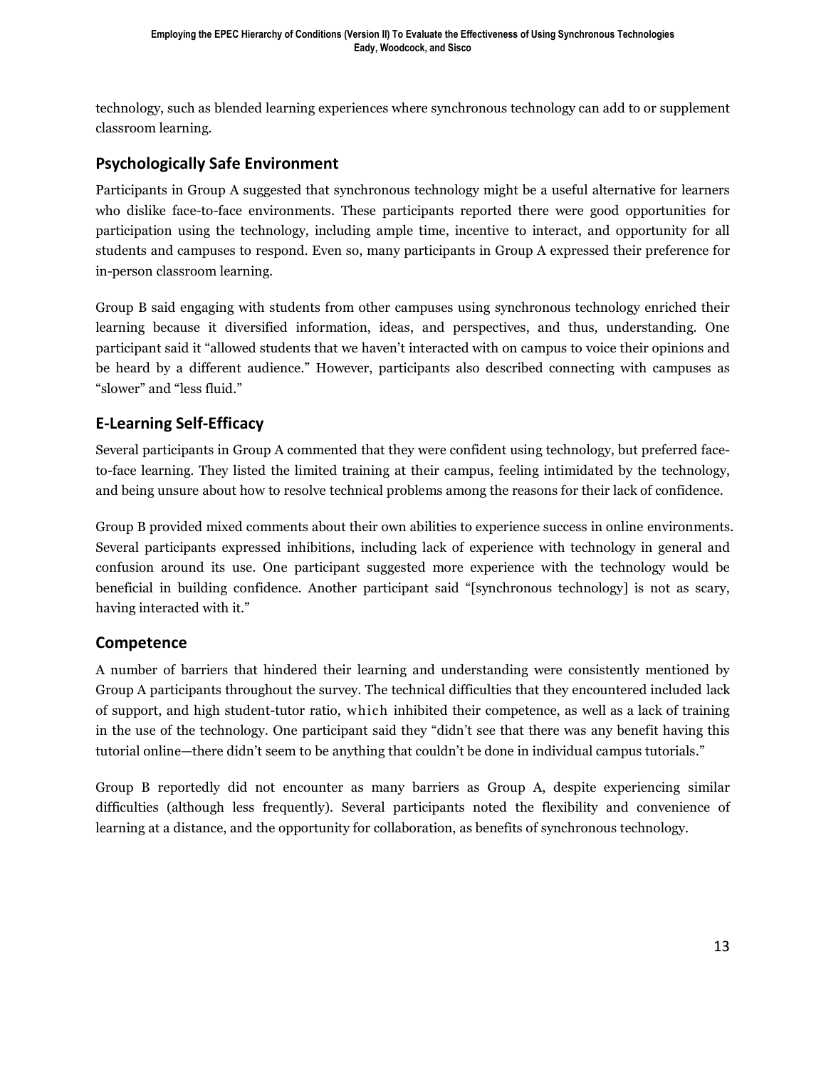technology, such as blended learning experiences where synchronous technology can add to or supplement classroom learning.

## Psychologically Safe Environment

Participants in Group A suggested that synchronous technology might be a useful alternative for learners who dislike face-to-face environments. These participants reported there were good opportunities for participation using the technology, including ample time, incentive to interact, and opportunity for all students and campuses to respond. Even so, many participants in Group A expressed their preference for in-person classroom learning.

Group B said engaging with students from other campuses using synchronous technology enriched their learning because it diversified information, ideas, and perspectives, and thus, understanding. One participant said it "allowed students that we haven't interacted with on campus to voice their opinions and be heard by a different audience." However, participants also described connecting with campuses as "slower" and "less fluid."

## E-Learning Self-Efficacy

Several participants in Group A commented that they were confident using technology, but preferred face-to-face learning. They listed the limited training at their campus, feeling intimidated by the technology, and being unsure about how to resolve technical problems among the reasons for their lack of confidence.

Group B provided mixed comments about their own abilities to experience success in online environments. Several participants expressed inhibitions, including lack of experience with technology in general and confusion around its use. One participant suggested more experience with the technology would be beneficial in building confidence. Another participant said "[synchronous technology] is not as scary, having interacted with it."

## Competence

A number of barriers that hindered their learning and understanding were consistently mentioned by Group A participants throughout the survey. The technical difficulties that they encountered included lack of support, and high student-tutor ratio, which inhibited their competence, as well as a lack of training in the use of the technology. One participant said they "didn't see that there was any benefit having this tutorial online—there didn't seem to be anything that couldn't be done in individual campus tutorials."

Group B reportedly did not encounter as many barriers as Group A, despite experiencing similar difficulties (although less frequently). Several participants noted the flexibility and convenience of learning at a distance, and the opportunity for collaboration, as benefits of synchronous technology.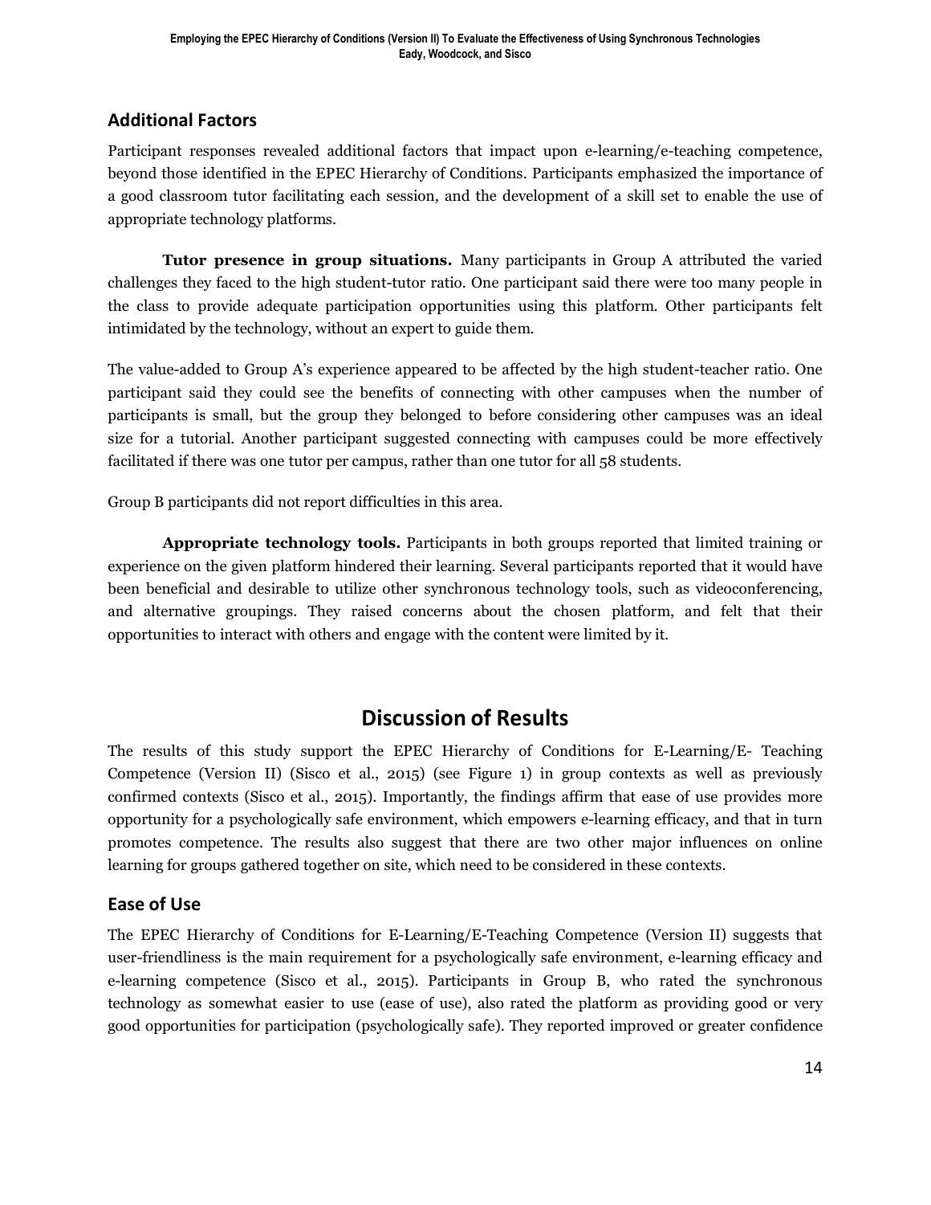## Additional Factors

Participant responses revealed additional factors that impact upon e-learning/e-teaching competence, beyond those identified in the EPEC Hierarchy of Conditions. Participants emphasized the importance of a good classroom tutor facilitating each session, and the development of a skill set to enable the use of appropriate technology platforms.

**Tutor presence in group situations.** Many participants in Group A attributed the varied challenges they faced to the high student-tutor ratio. One participant said there were too many people in the class to provide adequate participation opportunities using this platform. Other participants felt intimidated by the technology, without an expert to guide them.

The value-added to Group A's experience appeared to be affected by the high student-teacher ratio. One participant said they could see the benefits of connecting with other campuses when the number of participants is small, but the group they belonged to before considering other campuses was an ideal size for a tutorial. Another participant suggested connecting with campuses could be more effectively facilitated if there was one tutor per campus, rather than one tutor for all 58 students.

Group B participants did not report difficulties in this area.

**Appropriate technology tools.** Participants in both groups reported that limited training or experience on the given platform hindered their learning. Several participants reported that it would have been beneficial and desirable to utilize other synchronous technology tools, such as videoconferencing, and alternative groupings. They raised concerns about the chosen platform, and felt that their opportunities to interact with others and engage with the content were limited by it.

# Discussion of Results

The results of this study support the EPEC Hierarchy of Conditions for E-Learning/E- Teaching Competence (Version II) (Sisco et al., 2015) (see Figure 1) in group contexts as well as previously confirmed contexts (Sisco et al., 2015). Importantly, the findings affirm that ease of use provides more opportunity for a psychologically safe environment, which empowers e-learning efficacy, and that in turn promotes competence. The results also suggest that there are two other major influences on online learning for groups gathered together on site, which need to be considered in these contexts.

## Ease of Use

The EPEC Hierarchy of Conditions for E-Learning/E-Teaching Competence (Version II) suggests that user-friendliness is the main requirement for a psychologically safe environment, e-learning efficacy and e-learning competence (Sisco et al., 2015). Participants in Group B, who rated the synchronous technology as somewhat easier to use (ease of use), also rated the platform as providing good or very good opportunities for participation (psychologically safe). They reported improved or greater confidence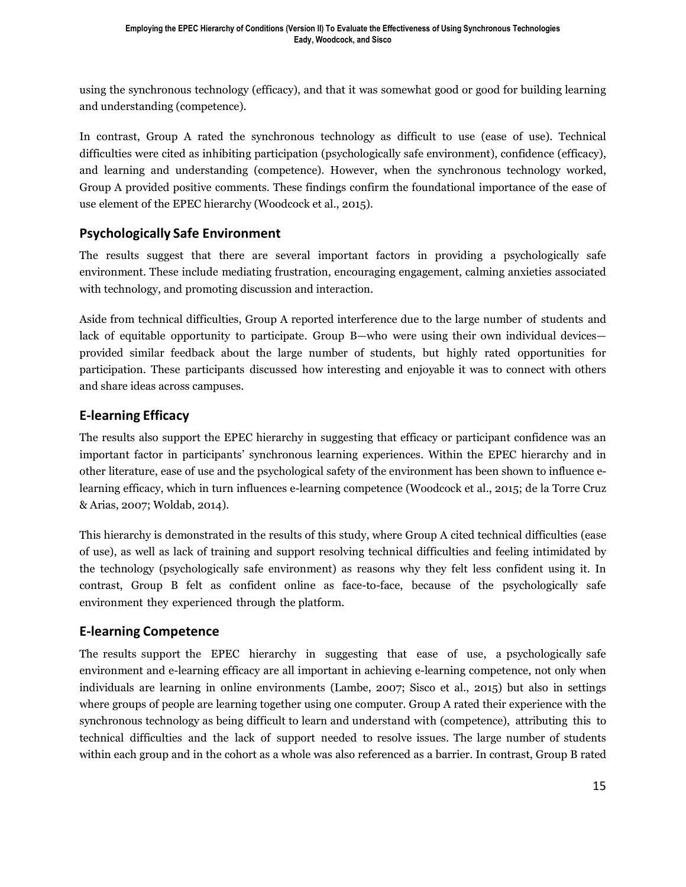using the synchronous technology (efficacy), and that it was somewhat good or good for building learning and understanding (competence).

In contrast, Group A rated the synchronous technology as difficult to use (ease of use). Technical difficulties were cited as inhibiting participation (psychologically safe environment), confidence (efficacy), and learning and understanding (competence). However, when the synchronous technology worked, Group A provided positive comments. These findings confirm the foundational importance of the ease of use element of the EPEC hierarchy (Woodcock et al., 2015).

## Psychologically Safe Environment

The results suggest that there are several important factors in providing a psychologically safe environment. These include mediating frustration, encouraging engagement, calming anxieties associated with technology, and promoting discussion and interaction.

Aside from technical difficulties, Group A reported interference due to the large number of students and lack of equitable opportunity to participate. Group B—who were using their own individual devices—provided similar feedback about the large number of students, but highly rated opportunities for participation. These participants discussed how interesting and enjoyable it was to connect with others and share ideas across campuses.

## E-learning Efficacy

The results also support the EPEC hierarchy in suggesting that efficacy or participant confidence was an important factor in participants' synchronous learning experiences. Within the EPEC hierarchy and in other literature, ease of use and the psychological safety of the environment has been shown to influence e-learning efficacy, which in turn influences e-learning competence (Woodcock et al., 2015; de la Torre Cruz & Arias, 2007; Woldab, 2014).

This hierarchy is demonstrated in the results of this study, where Group A cited technical difficulties (ease of use), as well as lack of training and support resolving technical difficulties and feeling intimidated by the technology (psychologically safe environment) as reasons why they felt less confident using it. In contrast, Group B felt as confident online as face-to-face, because of the psychologically safe environment they experienced through the platform.

## E-learning Competence

The results support the EPEC hierarchy in suggesting that ease of use, a psychologically safe environment and e-learning efficacy are all important in achieving e-learning competence, not only when individuals are learning in online environments (Lambe, 2007; Sisco et al., 2015) but also in settings where groups of people are learning together using one computer. Group A rated their experience with the synchronous technology as being difficult to learn and understand with (competence), attributing this to technical difficulties and the lack of support needed to resolve issues. The large number of students within each group and in the cohort as a whole was also referenced as a barrier. In contrast, Group B rated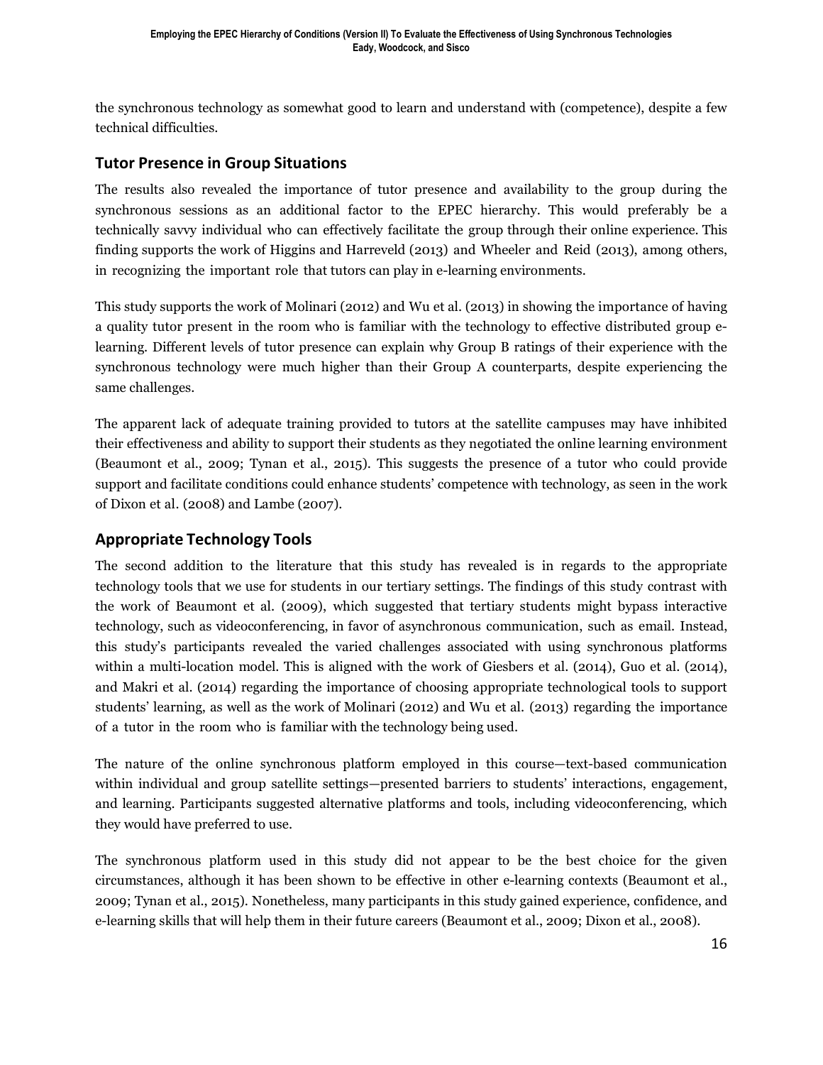the synchronous technology as somewhat good to learn and understand with (competence), despite a few technical difficulties.

## Tutor Presence in Group Situations

The results also revealed the importance of tutor presence and availability to the group during the synchronous sessions as an additional factor to the EPEC hierarchy. This would preferably be a technically savvy individual who can effectively facilitate the group through their online experience. This finding supports the work of Higgins and Harreveld (2013) and Wheeler and Reid (2013), among others, in recognizing the important role that tutors can play in e-learning environments.

This study supports the work of Molinari (2012) and Wu et al. (2013) in showing the importance of having a quality tutor present in the room who is familiar with the technology to effective distributed group e-learning. Different levels of tutor presence can explain why Group B ratings of their experience with the synchronous technology were much higher than their Group A counterparts, despite experiencing the same challenges.

The apparent lack of adequate training provided to tutors at the satellite campuses may have inhibited their effectiveness and ability to support their students as they negotiated the online learning environment (Beaumont et al., 2009; Tynan et al., 2015). This suggests the presence of a tutor who could provide support and facilitate conditions could enhance students' competence with technology, as seen in the work of Dixon et al. (2008) and Lambe (2007).

## Appropriate Technology Tools

The second addition to the literature that this study has revealed is in regards to the appropriate technology tools that we use for students in our tertiary settings. The findings of this study contrast with the work of Beaumont et al. (2009), which suggested that tertiary students might bypass interactive technology, such as videoconferencing, in favor of asynchronous communication, such as email. Instead, this study's participants revealed the varied challenges associated with using synchronous platforms within a multi-location model. This is aligned with the work of Giesbers et al. (2014), Guo et al. (2014), and Makri et al. (2014) regarding the importance of choosing appropriate technological tools to support students' learning, as well as the work of Molinari (2012) and Wu et al. (2013) regarding the importance of a tutor in the room who is familiar with the technology being used.

The nature of the online synchronous platform employed in this course—text-based communication within individual and group satellite settings—presented barriers to students' interactions, engagement, and learning. Participants suggested alternative platforms and tools, including videoconferencing, which they would have preferred to use.

The synchronous platform used in this study did not appear to be the best choice for the given circumstances, although it has been shown to be effective in other e-learning contexts (Beaumont et al., 2009; Tynan et al., 2015). Nonetheless, many participants in this study gained experience, confidence, and e-learning skills that will help them in their future careers (Beaumont et al., 2009; Dixon et al., 2008).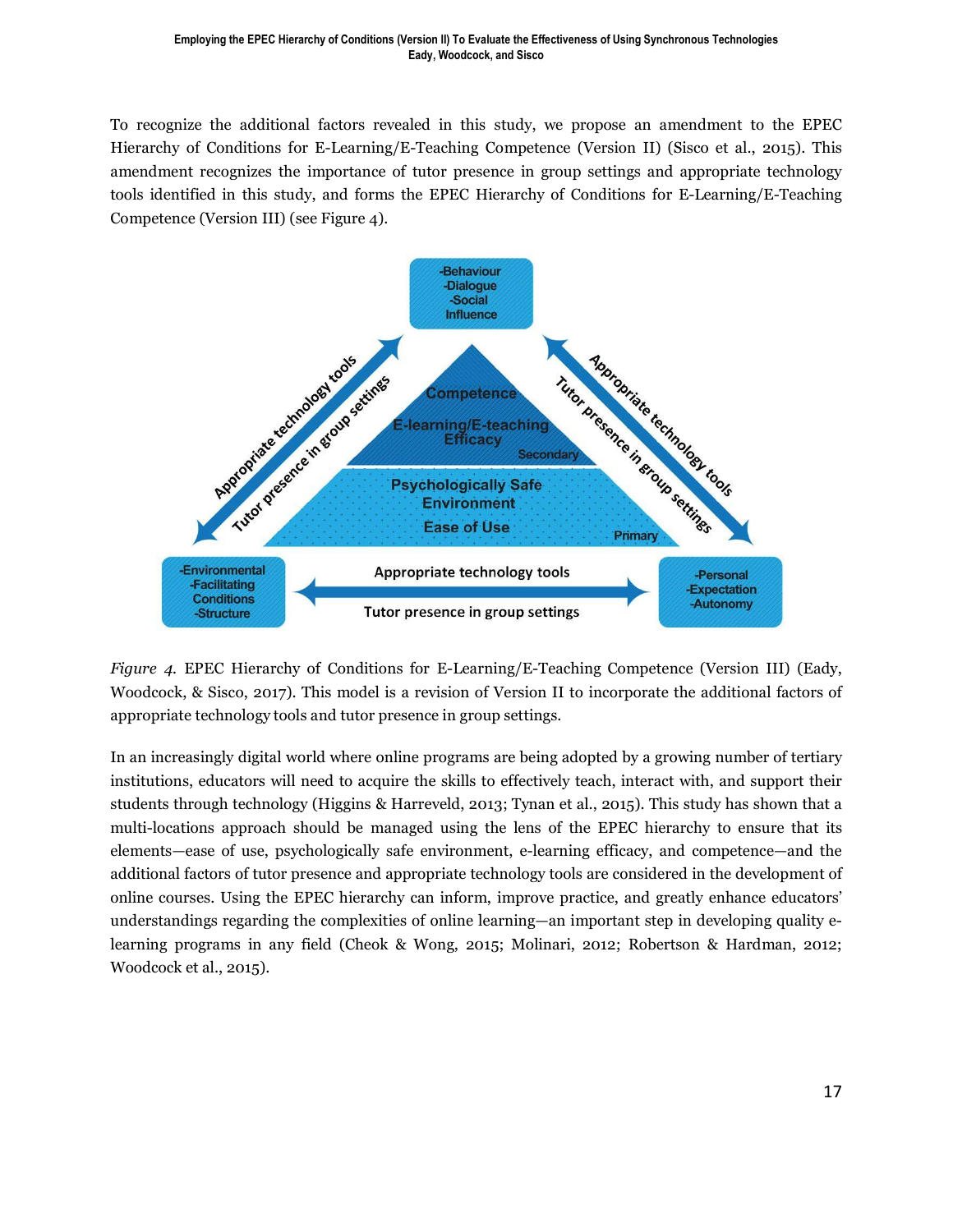To recognize the additional factors revealed in this study, we propose an amendment to the EPEC Hierarchy of Conditions for E-Learning/E-Teaching Competence (Version II) (Sisco et al., 2015). This amendment recognizes the importance of tutor presence in group settings and appropriate technology tools identified in this study, and forms the EPEC Hierarchy of Conditions for E-Learning/E-Teaching Competence (Version III) (see Figure 4).

*Figure 4.* EPEC Hierarchy of Conditions for E-Learning/E-Teaching Competence (Version III) (Eady, Woodcock, & Sisco, 2017). This model is a revision of Version II to incorporate the additional factors of appropriate technology tools and tutor presence in group settings.

In an increasingly digital world where online programs are being adopted by a growing number of tertiary institutions, educators will need to acquire the skills to effectively teach, interact with, and support their students through technology (Higgins & Harreveld, 2013; Tynan et al., 2015). This study has shown that a multi-locations approach should be managed using the lens of the EPEC hierarchy to ensure that its elements—ease of use, psychologically safe environment, e-learning efficacy, and competence—and the additional factors of tutor presence and appropriate technology tools are considered in the development of online courses. Using the EPEC hierarchy can inform, improve practice, and greatly enhance educators' understandings regarding the complexities of online learning—an important step in developing quality e-learning programs in any field (Cheok & Wong, 2015; Molinari, 2012; Robertson & Hardman, 2012; Woodcock et al., 2015).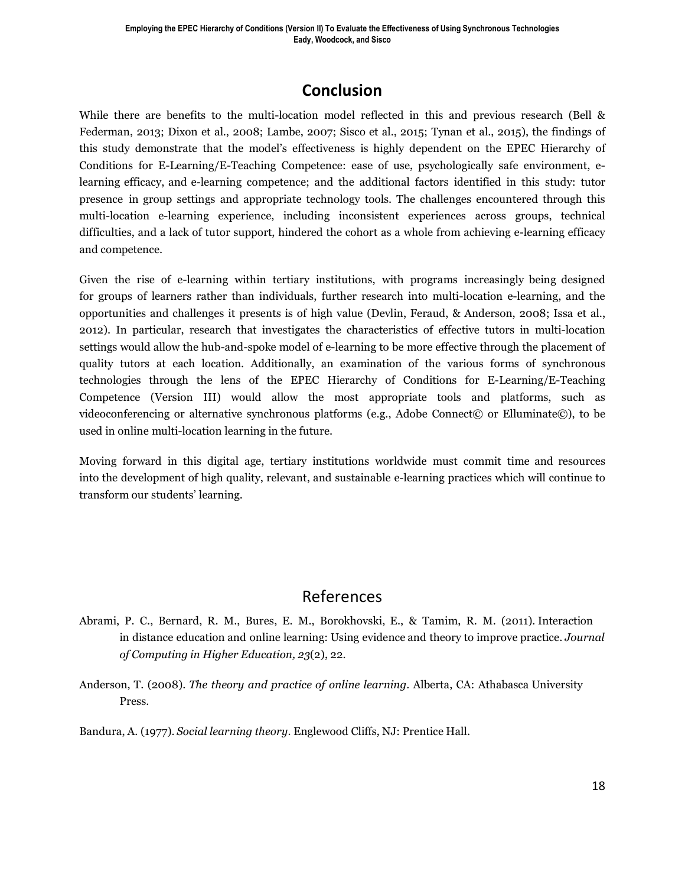## Conclusion

While there are benefits to the multi-location model reflected in this and previous research (Bell & Federman, 2013; Dixon et al., 2008; Lambe, 2007; Sisco et al., 2015; Tynan et al., 2015), the findings of this study demonstrate that the model's effectiveness is highly dependent on the EPEC Hierarchy of Conditions for E-Learning/E-Teaching Competence: ease of use, psychologically safe environment, e-learning efficacy, and e-learning competence; and the additional factors identified in this study: tutor presence in group settings and appropriate technology tools. The challenges encountered through this multi-location e-learning experience, including inconsistent experiences across groups, technical difficulties, and a lack of tutor support, hindered the cohort as a whole from achieving e-learning efficacy and competence.

Given the rise of e-learning within tertiary institutions, with programs increasingly being designed for groups of learners rather than individuals, further research into multi-location e-learning, and the opportunities and challenges it presents is of high value (Devlin, Feraud, & Anderson, 2008; Issa et al., 2012). In particular, research that investigates the characteristics of effective tutors in multi-location settings would allow the hub-and-spoke model of e-learning to be more effective through the placement of quality tutors at each location. Additionally, an examination of the various forms of synchronous technologies through the lens of the EPEC Hierarchy of Conditions for E-Learning/E-Teaching Competence (Version III) would allow the most appropriate tools and platforms, such as videoconferencing or alternative synchronous platforms (e.g., Adobe Connect© or Elluminate©), to be used in online multi-location learning in the future.

Moving forward in this digital age, tertiary institutions worldwide must commit time and resources into the development of high quality, relevant, and sustainable e-learning practices which will continue to transform our students' learning.

## References

Abrami, P. C., Bernard, R. M., Bures, E. M., Borokhovski, E., & Tamim, R. M. (2011). Interaction in distance education and online learning: Using evidence and theory to improve practice. *Journal of Computing in Higher Education, 23*(2), 22.

Anderson, T. (2008). *The theory and practice of online learning*. Alberta, CA: Athabasca University Press.

Bandura, A. (1977). *Social learning theory*. Englewood Cliffs, NJ: Prentice Hall.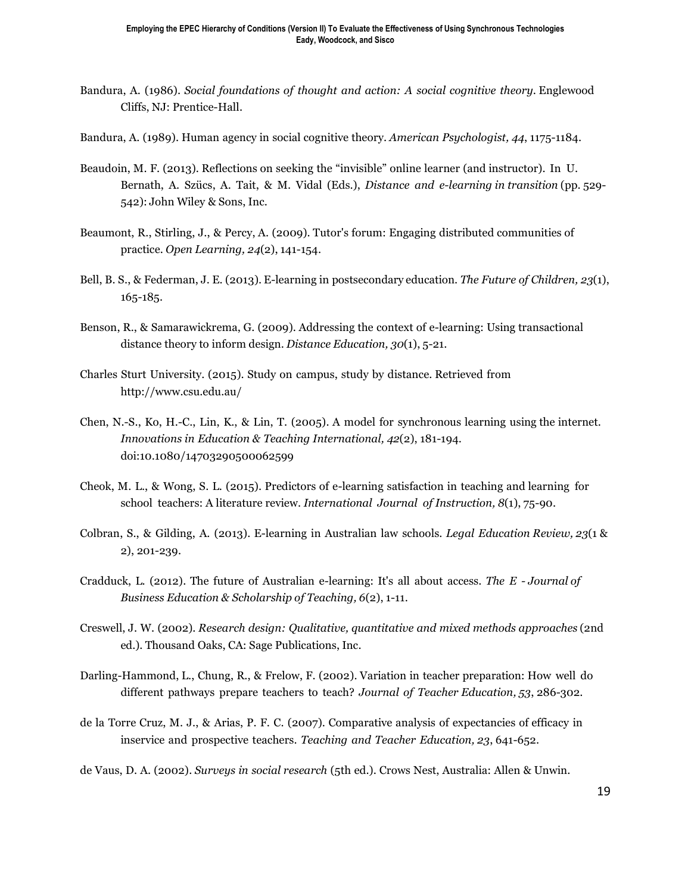Bandura, A. (1986). *Social foundations of thought and action: A social cognitive theory*. Englewood Cliffs, NJ: Prentice-Hall.

Bandura, A. (1989). Human agency in social cognitive theory. *American Psychologist, 44*, 1175-1184.

Beaudoin, M. F. (2013). Reflections on seeking the "invisible" online learner (and instructor). In U. Bernath, A. Szücs, A. Tait, & M. Vidal (Eds.), *Distance and e-learning in transition* (pp. 529-542): John Wiley & Sons, Inc.

Beaumont, R., Stirling, J., & Percy, A. (2009). Tutor's forum: Engaging distributed communities of practice. *Open Learning, 24*(2), 141-154.

Bell, B. S., & Federman, J. E. (2013). E-learning in postsecondary education. *The Future of Children, 23*(1), 165-185.

Benson, R., & Samarawickrema, G. (2009). Addressing the context of e-learning: Using transactional distance theory to inform design. *Distance Education, 30*(1), 5-21.

Charles Sturt University. (2015). Study on campus, study by distance. Retrieved from http://www.csu.edu.au/

Chen, N.-S., Ko, H.-C., Lin, K., & Lin, T. (2005). A model for synchronous learning using the internet. *Innovations in Education & Teaching International, 42*(2), 181-194. doi:10.1080/14703290500062599

Cheok, M. L., & Wong, S. L. (2015). Predictors of e-learning satisfaction in teaching and learning for school teachers: A literature review. *International Journal of Instruction, 8*(1), 75-90.

Colbran, S., & Gilding, A. (2013). E-learning in Australian law schools. *Legal Education Review, 23*(1 & 2), 201-239.

Cradduck, L. (2012). The future of Australian e-learning: It's all about access. *The E - Journal of Business Education & Scholarship of Teaching, 6*(2), 1-11.

Creswell, J. W. (2002). *Research design: Qualitative, quantitative and mixed methods approaches* (2nd ed.). Thousand Oaks, CA: Sage Publications, Inc.

Darling-Hammond, L., Chung, R., & Frelow, F. (2002). Variation in teacher preparation: How well do different pathways prepare teachers to teach? *Journal of Teacher Education, 53*, 286-302.

de la Torre Cruz, M. J., & Arias, P. F. C. (2007). Comparative analysis of expectancies of efficacy in inservice and prospective teachers. *Teaching and Teacher Education, 23*, 641-652.

de Vaus, D. A. (2002). *Surveys in social research* (5th ed.). Crows Nest, Australia: Allen & Unwin.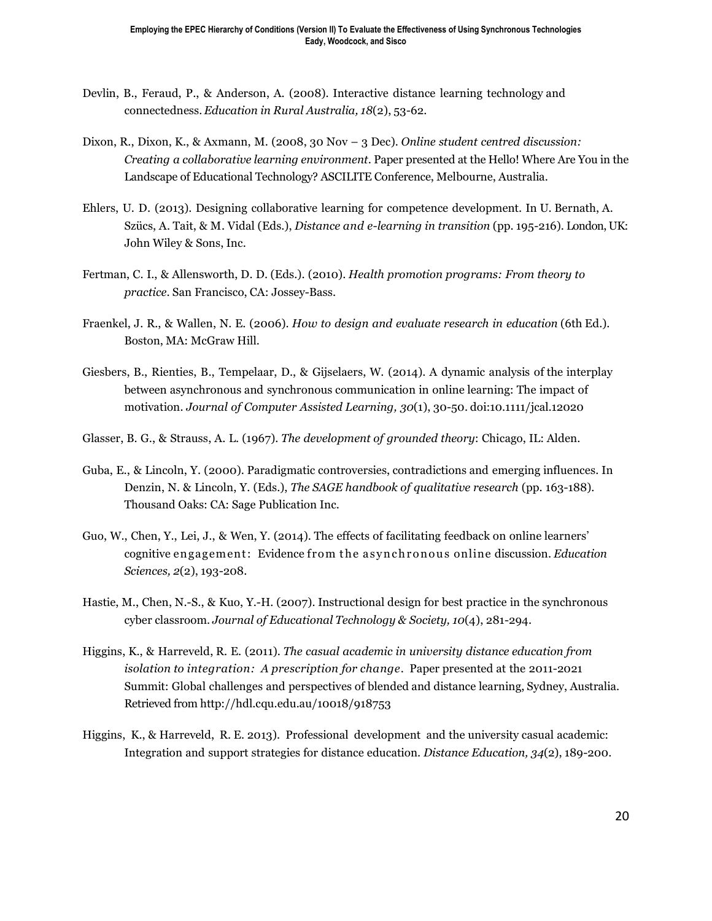Devlin, B., Feraud, P., & Anderson, A. (2008). Interactive distance learning technology and connectedness. *Education in Rural Australia, 18*(2), 53-62.

Dixon, R., Dixon, K., & Axmann, M. (2008, 30 Nov – 3 Dec). *Online student centred discussion: Creating a collaborative learning environment*. Paper presented at the Hello! Where Are You in the Landscape of Educational Technology? ASCILITE Conference, Melbourne, Australia.

Ehlers, U. D. (2013). Designing collaborative learning for competence development. In U. Bernath, A. Szücs, A. Tait, & M. Vidal (Eds.), *Distance and e-learning in transition* (pp. 195-216). London, UK: John Wiley & Sons, Inc.

Fertman, C. I., & Allensworth, D. D. (Eds.). (2010). *Health promotion programs: From theory to practice*. San Francisco, CA: Jossey-Bass.

Fraenkel, J. R., & Wallen, N. E. (2006). *How to design and evaluate research in education* (6th Ed.). Boston, MA: McGraw Hill.

Giesbers, B., Rienties, B., Tempelaar, D., & Gijselaers, W. (2014). A dynamic analysis of the interplay between asynchronous and synchronous communication in online learning: The impact of motivation. *Journal of Computer Assisted Learning, 30*(1), 30-50. doi:10.1111/jcal.12020

Glasser, B. G., & Strauss, A. L. (1967). *The development of grounded theory*: Chicago, IL: Alden.

Guba, E., & Lincoln, Y. (2000). Paradigmatic controversies, contradictions and emerging influences. In Denzin, N. & Lincoln, Y. (Eds.), *The SAGE handbook of qualitative research* (pp. 163-188). Thousand Oaks: CA: Sage Publication Inc.

Guo, W., Chen, Y., Lei, J., & Wen, Y. (2014). The effects of facilitating feedback on online learners' cognitive engagement: Evidence from the asynchronous online discussion. *Education Sciences, 2*(2), 193-208.

Hastie, M., Chen, N.-S., & Kuo, Y.-H. (2007). Instructional design for best practice in the synchronous cyber classroom. *Journal of Educational Technology & Society, 10*(4), 281-294.

Higgins, K., & Harreveld, R. E. (2011). *The casual academic in university distance education from isolation to integration: A prescription for change*. Paper presented at the 2011-2021 Summit: Global challenges and perspectives of blended and distance learning, Sydney, Australia. Retrieved from http://hdl.cqu.edu.au/10018/918753

Higgins, K., & Harreveld, R. E. 2013). Professional development and the university casual academic: Integration and support strategies for distance education. *Distance Education, 34*(2), 189-200.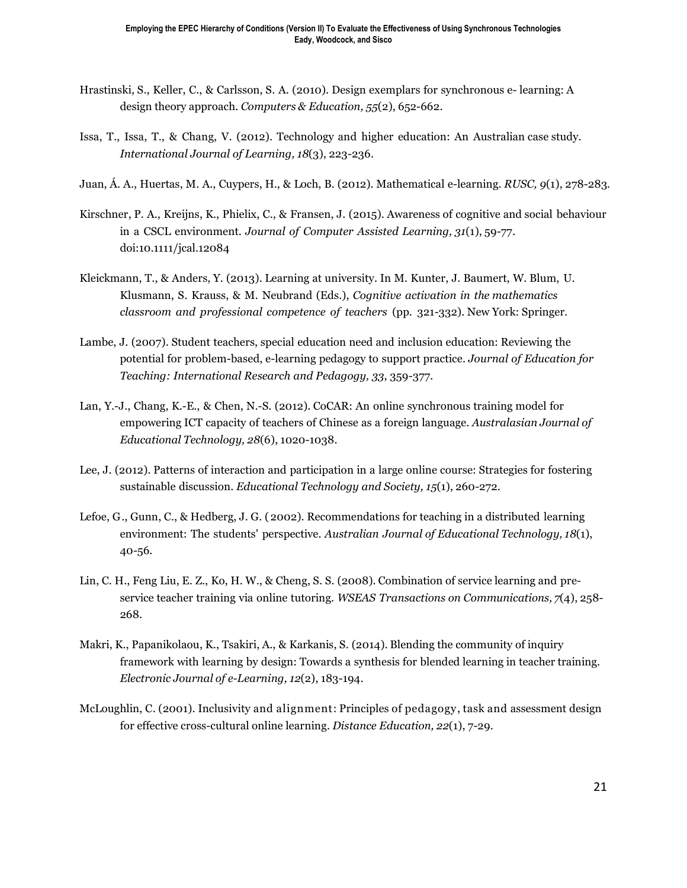Hrastinski, S., Keller, C., & Carlsson, S. A. (2010). Design exemplars for synchronous e- learning: A design theory approach. *Computers & Education, 55*(2), 652-662.

Issa, T., Issa, T., & Chang, V. (2012). Technology and higher education: An Australian case study. *International Journal of Learning, 18*(3), 223-236.

Juan, Á. A., Huertas, M. A., Cuypers, H., & Loch, B. (2012). Mathematical e-learning. *RUSC, 9*(1), 278-283.

Kirschner, P. A., Kreijns, K., Phielix, C., & Fransen, J. (2015). Awareness of cognitive and social behaviour in a CSCL environment. *Journal of Computer Assisted Learning, 31*(1), 59-77. doi:10.1111/jcal.12084

Kleickmann, T., & Anders, Y. (2013). Learning at university. In M. Kunter, J. Baumert, W. Blum, U. Klusmann, S. Krauss, & M. Neubrand (Eds.), *Cognitive activation in the mathematics classroom and professional competence of teachers* (pp. 321-332). New York: Springer.

Lambe, J. (2007). Student teachers, special education need and inclusion education: Reviewing the potential for problem-based, e-learning pedagogy to support practice. *Journal of Education for Teaching: International Research and Pedagogy, 33*, 359-377.

Lan, Y.-J., Chang, K.-E., & Chen, N.-S. (2012). CoCAR: An online synchronous training model for empowering ICT capacity of teachers of Chinese as a foreign language. *Australasian Journal of Educational Technology, 28*(6), 1020-1038.

Lee, J. (2012). Patterns of interaction and participation in a large online course: Strategies for fostering sustainable discussion. *Educational Technology and Society, 15*(1), 260-272.

Lefoe, G., Gunn, C., & Hedberg, J. G. (2002). Recommendations for teaching in a distributed learning environment: The students' perspective. *Australian Journal of Educational Technology, 18*(1), 40-56.

Lin, C. H., Feng Liu, E. Z., Ko, H. W., & Cheng, S. S. (2008). Combination of service learning and pre-service teacher training via online tutoring. *WSEAS Transactions on Communications, 7*(4), 258-268.

Makri, K., Papanikolaou, K., Tsakiri, A., & Karkanis, S. (2014). Blending the community of inquiry framework with learning by design: Towards a synthesis for blended learning in teacher training. *Electronic Journal of e-Learning, 12*(2), 183-194.

McLoughlin, C. (2001). Inclusivity and alignment: Principles of pedagogy, task and assessment design for effective cross-cultural online learning. *Distance Education, 22*(1), 7-29.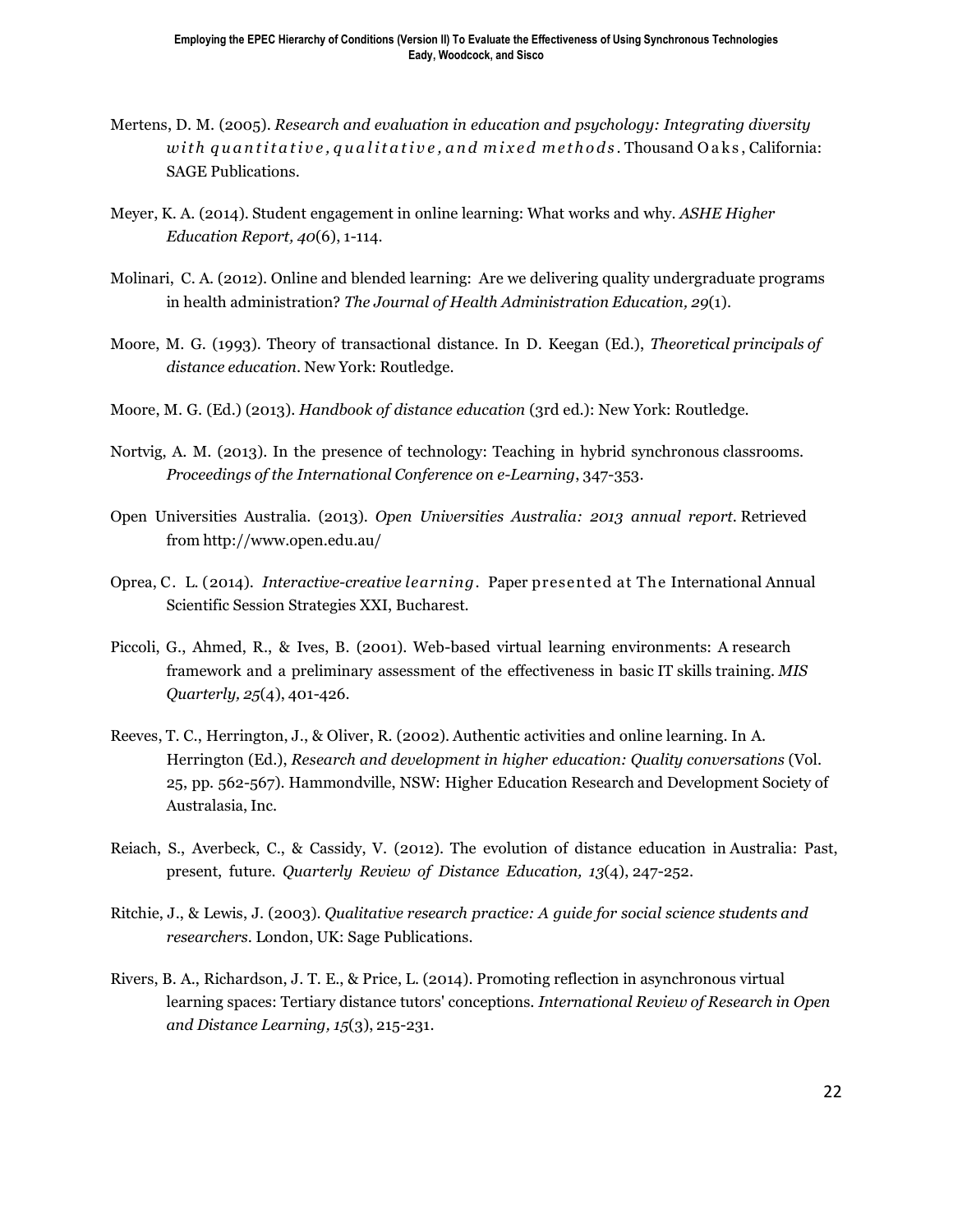Mertens, D. M. (2005). *Research and evaluation in education and psychology: Integrating diversity with quantitative, qualitative, and mixed methods*. Thousand Oaks, California: SAGE Publications.

Meyer, K. A. (2014). Student engagement in online learning: What works and why. *ASHE Higher Education Report, 40*(6), 1-114.

Molinari, C. A. (2012). Online and blended learning: Are we delivering quality undergraduate programs in health administration? *The Journal of Health Administration Education, 29*(1).

Moore, M. G. (1993). Theory of transactional distance. In D. Keegan (Ed.), *Theoretical principals of distance education*. New York: Routledge.

Moore, M. G. (Ed.) (2013). *Handbook of distance education* (3rd ed.): New York: Routledge.

Nortvig, A. M. (2013). In the presence of technology: Teaching in hybrid synchronous classrooms. *Proceedings of the International Conference on e-Learning*, 347-353.

Open Universities Australia. (2013). *Open Universities Australia: 2013 annual report*. Retrieved from http://www.open.edu.au/

Oprea, C. L. (2014). *Interactive-creative learning*. Paper presented at The International Annual Scientific Session Strategies XXI, Bucharest.

Piccoli, G., Ahmed, R., & Ives, B. (2001). Web-based virtual learning environments: A research framework and a preliminary assessment of the effectiveness in basic IT skills training. *MIS Quarterly, 25*(4), 401-426.

Reeves, T. C., Herrington, J., & Oliver, R. (2002). Authentic activities and online learning. In A. Herrington (Ed.), *Research and development in higher education: Quality conversations* (Vol. 25, pp. 562-567). Hammondville, NSW: Higher Education Research and Development Society of Australasia, Inc.

Reiach, S., Averbeck, C., & Cassidy, V. (2012). The evolution of distance education in Australia: Past, present, future. *Quarterly Review of Distance Education, 13*(4), 247-252.

Ritchie, J., & Lewis, J. (2003). *Qualitative research practice: A guide for social science students and researchers*. London, UK: Sage Publications.

Rivers, B. A., Richardson, J. T. E., & Price, L. (2014). Promoting reflection in asynchronous virtual learning spaces: Tertiary distance tutors' conceptions. *International Review of Research in Open and Distance Learning, 15*(3), 215-231.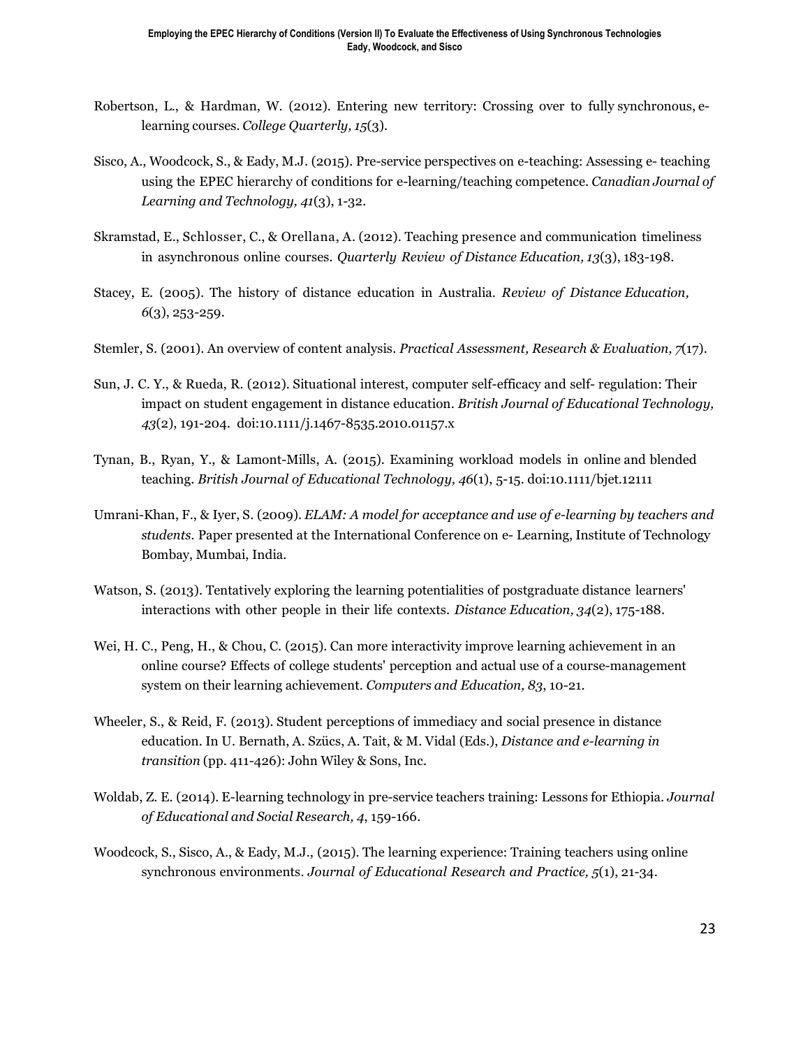Robertson, L., & Hardman, W. (2012). Entering new territory: Crossing over to fully synchronous, e-learning courses. *College Quarterly, 15*(3).

Sisco, A., Woodcock, S., & Eady, M.J. (2015). Pre-service perspectives on e-teaching: Assessing e- teaching using the EPEC hierarchy of conditions for e-learning/teaching competence. *Canadian Journal of Learning and Technology, 41*(3), 1-32.

Skramstad, E., Schlosser, C., & Orellana, A. (2012). Teaching presence and communication timeliness in asynchronous online courses. *Quarterly Review of Distance Education, 13*(3), 183-198.

Stacey, E. (2005). The history of distance education in Australia. *Review of Distance Education, 6*(3), 253-259.

Stemler, S. (2001). An overview of content analysis. *Practical Assessment, Research & Evaluation, 7*(17).

Sun, J. C. Y., & Rueda, R. (2012). Situational interest, computer self-efficacy and self- regulation: Their impact on student engagement in distance education. *British Journal of Educational Technology, 43*(2), 191-204. doi:10.1111/j.1467-8535.2010.01157.x

Tynan, B., Ryan, Y., & Lamont-Mills, A. (2015). Examining workload models in online and blended teaching. *British Journal of Educational Technology, 46*(1), 5-15. doi:10.1111/bjet.12111

Umrani-Khan, F., & Iyer, S. (2009). *ELAM: A model for acceptance and use of e-learning by teachers and students*. Paper presented at the International Conference on e- Learning, Institute of Technology Bombay, Mumbai, India.

Watson, S. (2013). Tentatively exploring the learning potentialities of postgraduate distance learners' interactions with other people in their life contexts. *Distance Education, 34*(2), 175-188.

Wei, H. C., Peng, H., & Chou, C. (2015). Can more interactivity improve learning achievement in an online course? Effects of college students' perception and actual use of a course-management system on their learning achievement. *Computers and Education, 83*, 10-21.

Wheeler, S., & Reid, F. (2013). Student perceptions of immediacy and social presence in distance education. In U. Bernath, A. Szücs, A. Tait, & M. Vidal (Eds.), *Distance and e-learning in transition* (pp. 411-426): John Wiley & Sons, Inc.

Woldab, Z. E. (2014). E-learning technology in pre-service teachers training: Lessons for Ethiopia. *Journal of Educational and Social Research, 4*, 159-166.

Woodcock, S., Sisco, A., & Eady, M.J., (2015). The learning experience: Training teachers using online synchronous environments. *Journal of Educational Research and Practice, 5*(1), 21-34.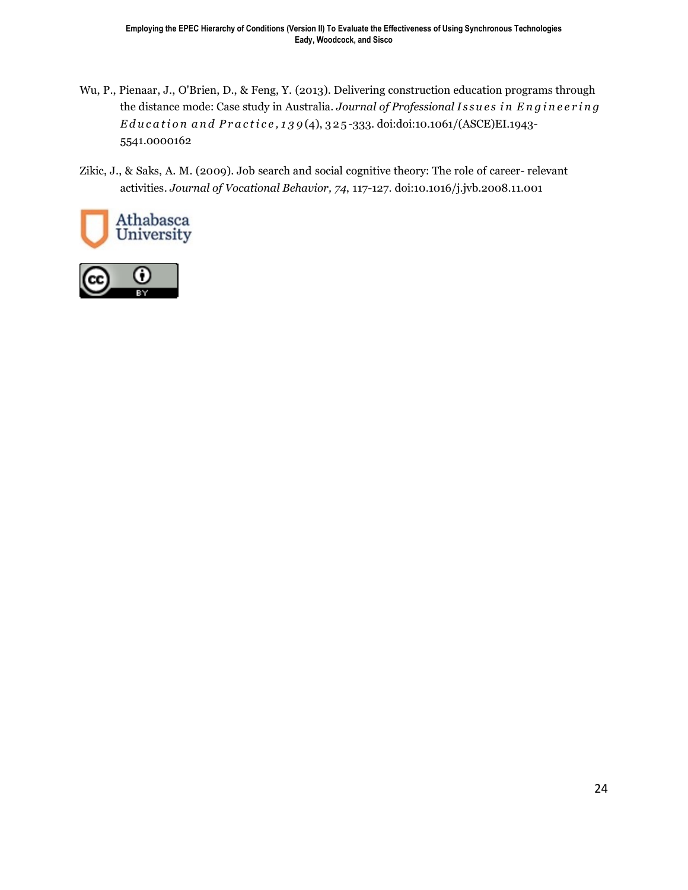Wu, P., Pienaar, J., O'Brien, D., & Feng, Y. (2013). Delivering construction education programs through the distance mode: Case study in Australia. *Journal of Professional Issues in Engineering Education and Practice, 139*(4), 325-333. doi:doi:10.1061/(ASCE)EI.1943-5541.0000162

Zikic, J., & Saks, A. M. (2009). Job search and social cognitive theory: The role of career- relevant activities. *Journal of Vocational Behavior, 74*, 117-127. doi:10.1016/j.jvb.2008.11.001

Athabasca University